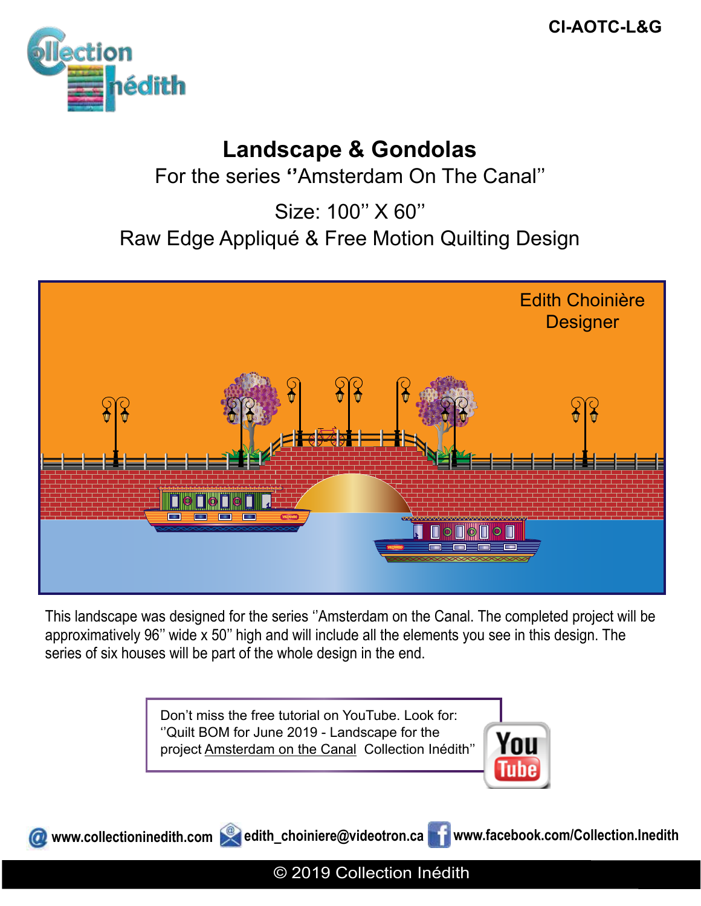CI-AOTC-L&G

# Landscape & Gondolas

For the series ''Amsterdam On The Canal''

Size: 100'' X 60''

Raw Edge Appliqué & Free Motion Quilting Design

Edith Choinière
Designer

This landscape was designed for the series ''Amsterdam on the Canal. The completed project will be approximatively 96'' wide x 50'' high and will include all the elements you see in this design. The series of six houses will be part of the whole design in the end.

Don't miss the free tutorial on YouTube. Look for: ''Quilt BOM for June 2019 - Landscape for the project Amsterdam on the Canal Collection Inédith''

www.collectioninedith.com edith_choiniere@videotron.ca www.facebook.com/Collection.Inedith

© 2019 Collection Inédith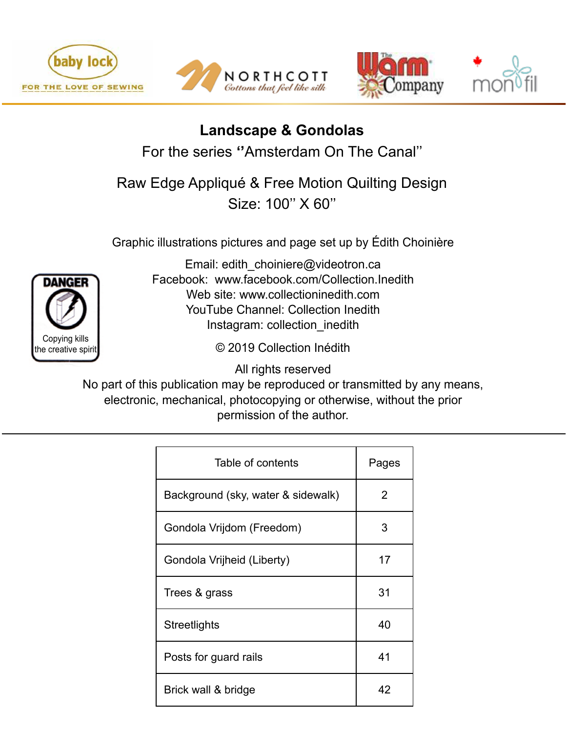# Landscape & Gondolas

For the series ''Amsterdam On The Canal''

Raw Edge Appliqué & Free Motion Quilting Design

Size: 100'' X 60''

Graphic illustrations pictures and page set up by Édith Choinière

Email: edith_choiniere@videotron.ca
Facebook: www.facebook.com/Collection.Inedith
Web site: www.collectioninedith.com
YouTube Channel: Collection Inedith
Instagram: collection_inedith

DANGER

Copying kills the creative spirit

© 2019 Collection Inédith

All rights reserved

No part of this publication may be reproduced or transmitted by any means, electronic, mechanical, photocopying or otherwise, without the prior permission of the author.

| Table of contents | Pages |
|---|---|
| Background (sky, water & sidewalk) | 2 |
| Gondola Vrijdom (Freedom) | 3 |
| Gondola Vrijheid (Liberty) | 17 |
| Trees & grass | 31 |
| Streetlights | 40 |
| Posts for guard rails | 41 |
| Brick wall & bridge | 42 |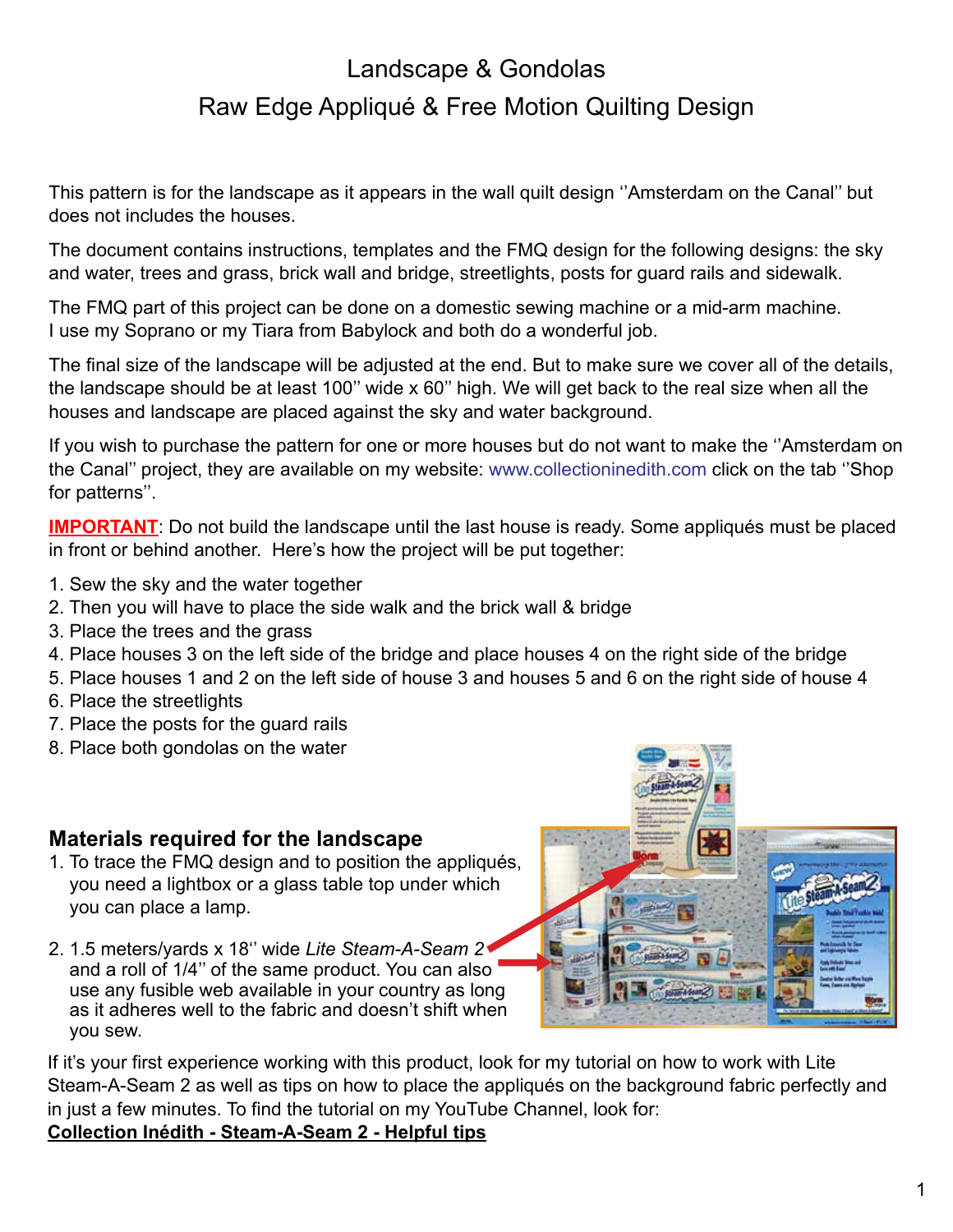# Landscape & Gondolas

## Raw Edge Appliqué & Free Motion Quilting Design

This pattern is for the landscape as it appears in the wall quilt design ''Amsterdam on the Canal'' but does not includes the houses.

The document contains instructions, templates and the FMQ design for the following designs: the sky and water, trees and grass, brick wall and bridge, streetlights, posts for guard rails and sidewalk.

The FMQ part of this project can be done on a domestic sewing machine or a mid-arm machine. I use my Soprano or my Tiara from Babylock and both do a wonderful job.

The final size of the landscape will be adjusted at the end. But to make sure we cover all of the details, the landscape should be at least 100'' wide x 60'' high. We will get back to the real size when all the houses and landscape are placed against the sky and water background.

If you wish to purchase the pattern for one or more houses but do not want to make the ''Amsterdam on the Canal'' project, they are available on my website: www.collectioninedith.com click on the tab ''Shop for patterns''.

**IMPORTANT**: Do not build the landscape until the last house is ready. Some appliqués must be placed in front or behind another. Here's how the project will be put together:

1. Sew the sky and the water together
2. Then you will have to place the side walk and the brick wall & bridge
3. Place the trees and the grass
4. Place houses 3 on the left side of the bridge and place houses 4 on the right side of the bridge
5. Place houses 1 and 2 on the left side of house 3 and houses 5 and 6 on the right side of house 4
6. Place the streetlights
7. Place the posts for the guard rails
8. Place both gondolas on the water

### Materials required for the landscape

1. To trace the FMQ design and to position the appliqués, you need a lightbox or a glass table top under which you can place a lamp.
2. 1.5 meters/yards x 18'' wide *Lite Steam-A-Seam 2* and a roll of 1/4'' of the same product. You can also use any fusible web available in your country as long as it adheres well to the fabric and doesn't shift when you sew.

If it's your first experience working with this product, look for my tutorial on how to work with Lite Steam-A-Seam 2 as well as tips on how to place the appliqués on the background fabric perfectly and in just a few minutes. To find the tutorial on my YouTube Channel, look for:
**Collection Inédith - Steam-A-Seam 2 - Helpful tips**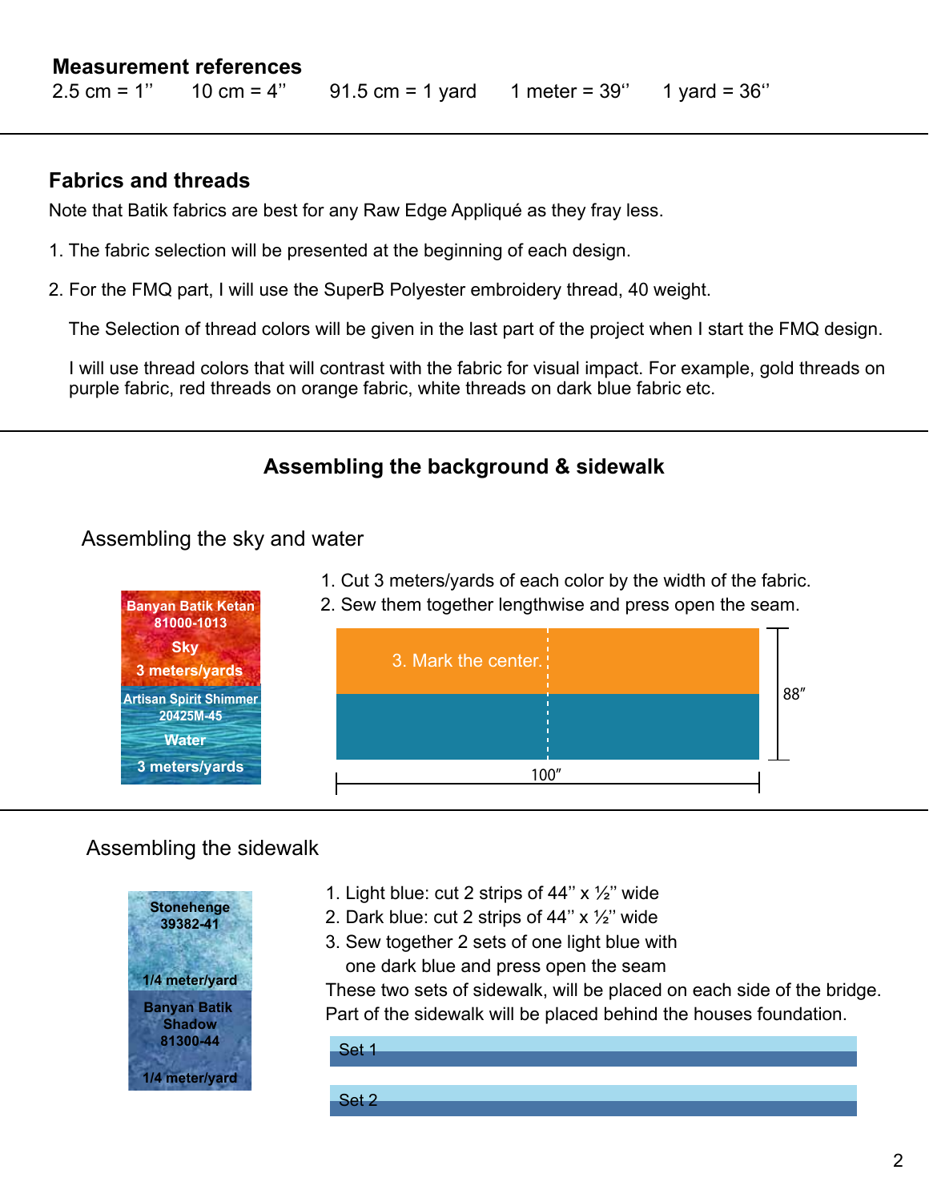**Measurement references**

2.5 cm = 1'' 10 cm = 4'' 91.5 cm = 1 yard 1 meter = 39'' 1 yard = 36''

---

## Fabrics and threads

Note that Batik fabrics are best for any Raw Edge Appliqué as they fray less.

1. The fabric selection will be presented at the beginning of each design.
2. For the FMQ part, I will use the SuperB Polyester embroidery thread, 40 weight.

   The Selection of thread colors will be given in the last part of the project when I start the FMQ design.

   I will use thread colors that will contrast with the fabric for visual impact. For example, gold threads on purple fabric, red threads on orange fabric, white threads on dark blue fabric etc.

---

## Assembling the background & sidewalk

### Assembling the sky and water

Banyan Batik Ketan
81000-1013
Sky
3 meters/yards

Artisan Spirit Shimmer
20425M-45
Water
3 meters/yards

1. Cut 3 meters/yards of each color by the width of the fabric.
2. Sew them together lengthwise and press open the seam.

3. Mark the center.

88″

100″

---

### Assembling the sidewalk

Stonehenge
39382-41
1/4 meter/yard

Banyan Batik
Shadow
81300-44
1/4 meter/yard

1. Light blue: cut 2 strips of 44'' x ½'' wide
2. Dark blue: cut 2 strips of 44'' x ½'' wide
3. Sew together 2 sets of one light blue with one dark blue and press open the seam

These two sets of sidewalk, will be placed on each side of the bridge. Part of the sidewalk will be placed behind the houses foundation.

Set 1

Set 2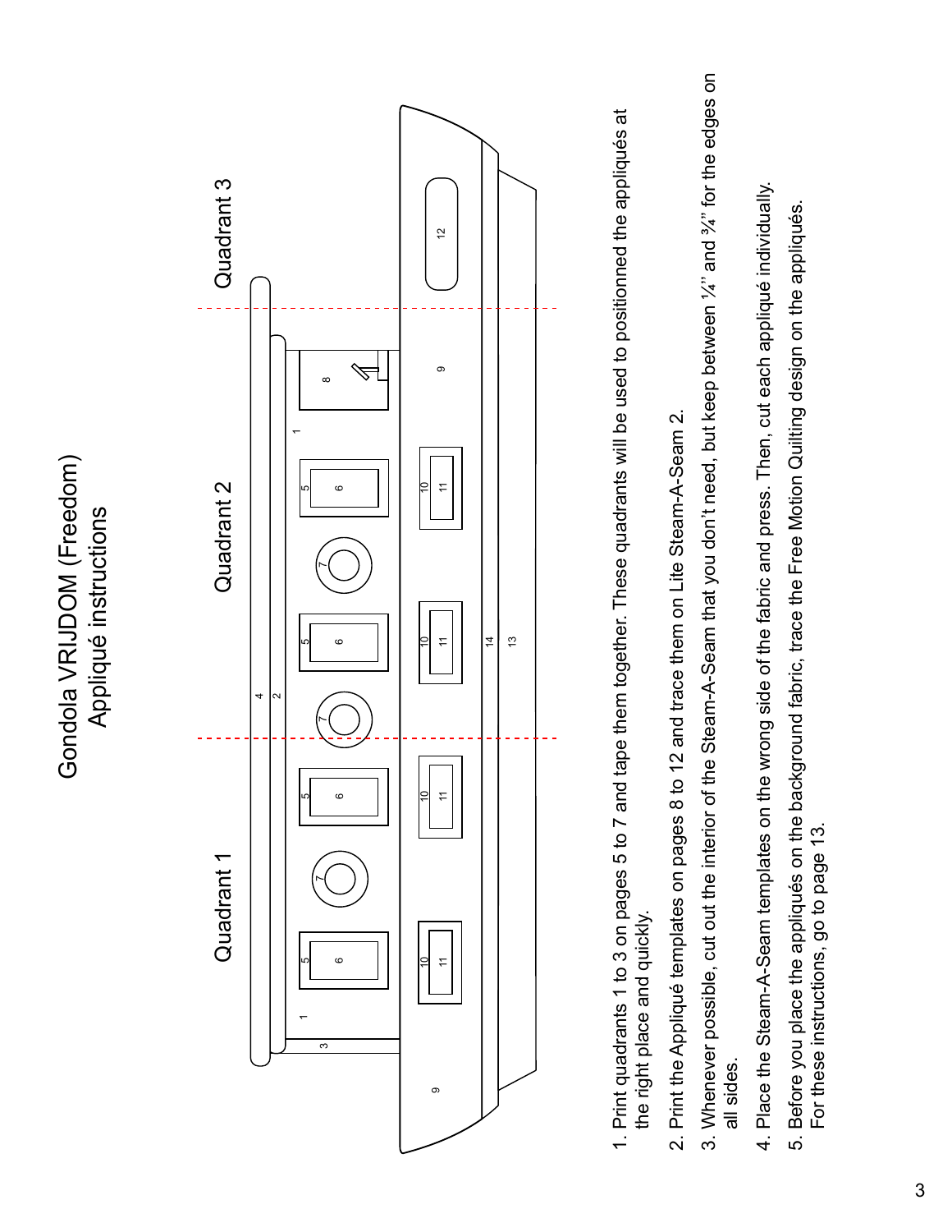# Gondola VRIJDOM (Freedom)
## Appliqué instructions

Quadrant 1

Quadrant 2

Quadrant 3

1. Print quadrants 1 to 3 on pages 5 to 7 and tape them together. These quadrants will be used to positionned the appliqués at the right place and quickly.
2. Print the Appliqué templates on pages 8 to 12 and trace them on Lite Steam-A-Seam 2.
3. Whenever possible, cut out the interior of the Steam-A-Seam that you don't need, but keep between ¼'' and ¾'' for the edges on all sides.
4. Place the Steam-A-Seam templates on the wrong side of the fabric and press. Then, cut each appliqué individually.
5. Before you place the appliqués on the background fabric, trace the Free Motion Quilting design on the appliqués. For these instructions, go to page 13.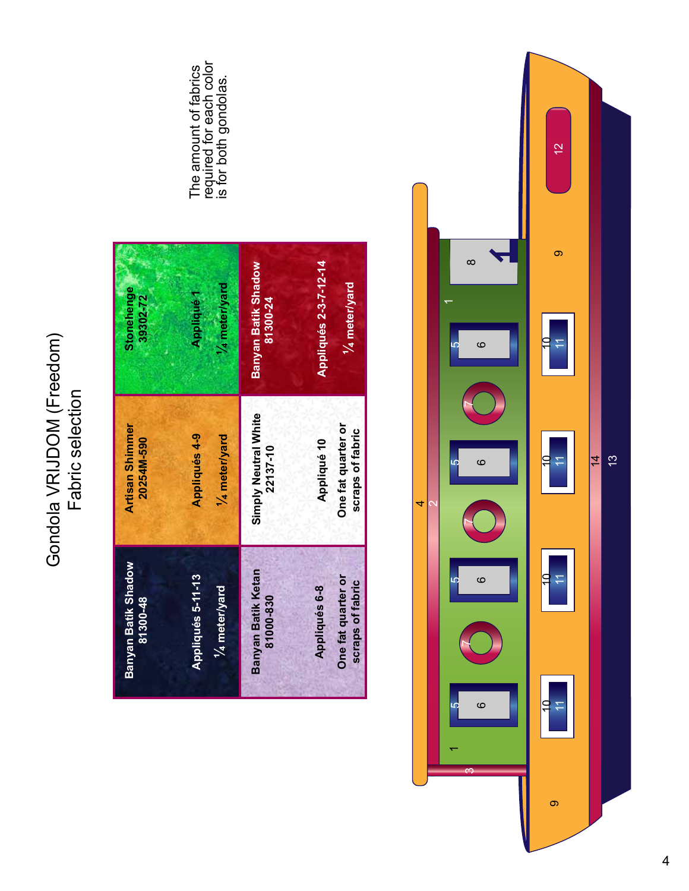# Gondola VRIJDOM (Freedom)
## Fabric selection

| | | |
|---|---|---|
| Banyan Batik Shadow 81300-48<br><br>Appliqués 5-11-13<br><br>1/4 meter/yard | Artisan Shimmer 20254M-590<br><br>Appliqués 4-9<br><br>1/4 meter/yard | Stonehenge 39302-72<br><br>Appliqué 1<br><br>1/4 meter/yard |
| Banyan Batik Ketan 81000-830<br><br>Appliqués 6-8<br><br>One fat quarter or scraps of fabric | Simply Neutral White 22137-10<br><br>Appliqué 10<br><br>One fat quarter or scraps of fabric | Banyan Batik Shadow 81300-24<br><br>Appliqués 2-3-7-12-14<br><br>1/4 meter/yard |

The amount of fabrics required for each color is for both gondolas.

9
3
1
5
6
7
5
6
7
4
2
5
6
7
5
6
1
8
9
10
11
10
11
10
11
10
11
12
14
13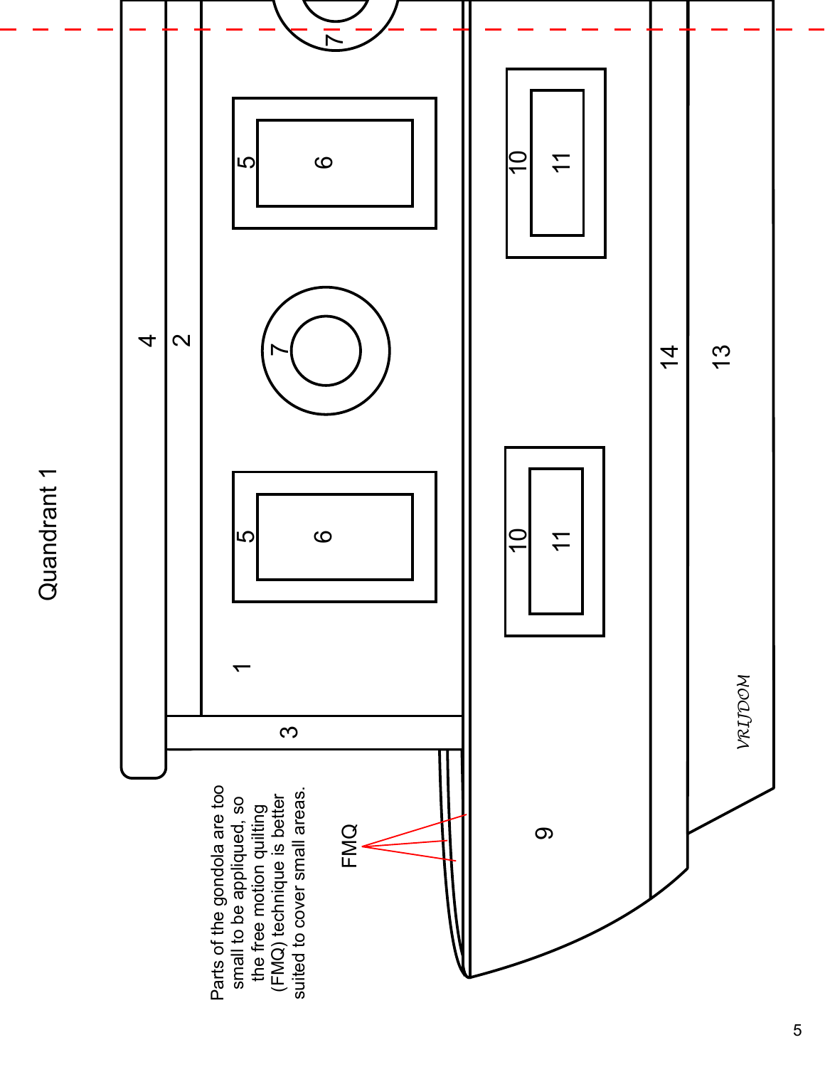Quandrant 1

4
2
1
3
5
6
5
6
7
7
10
11
10
11
14
13
9

VRIJDOM

FMQ

Parts of the gondola are too small to be appliqued, so the free motion quilting (FMQ) technique is better suited to cover small areas.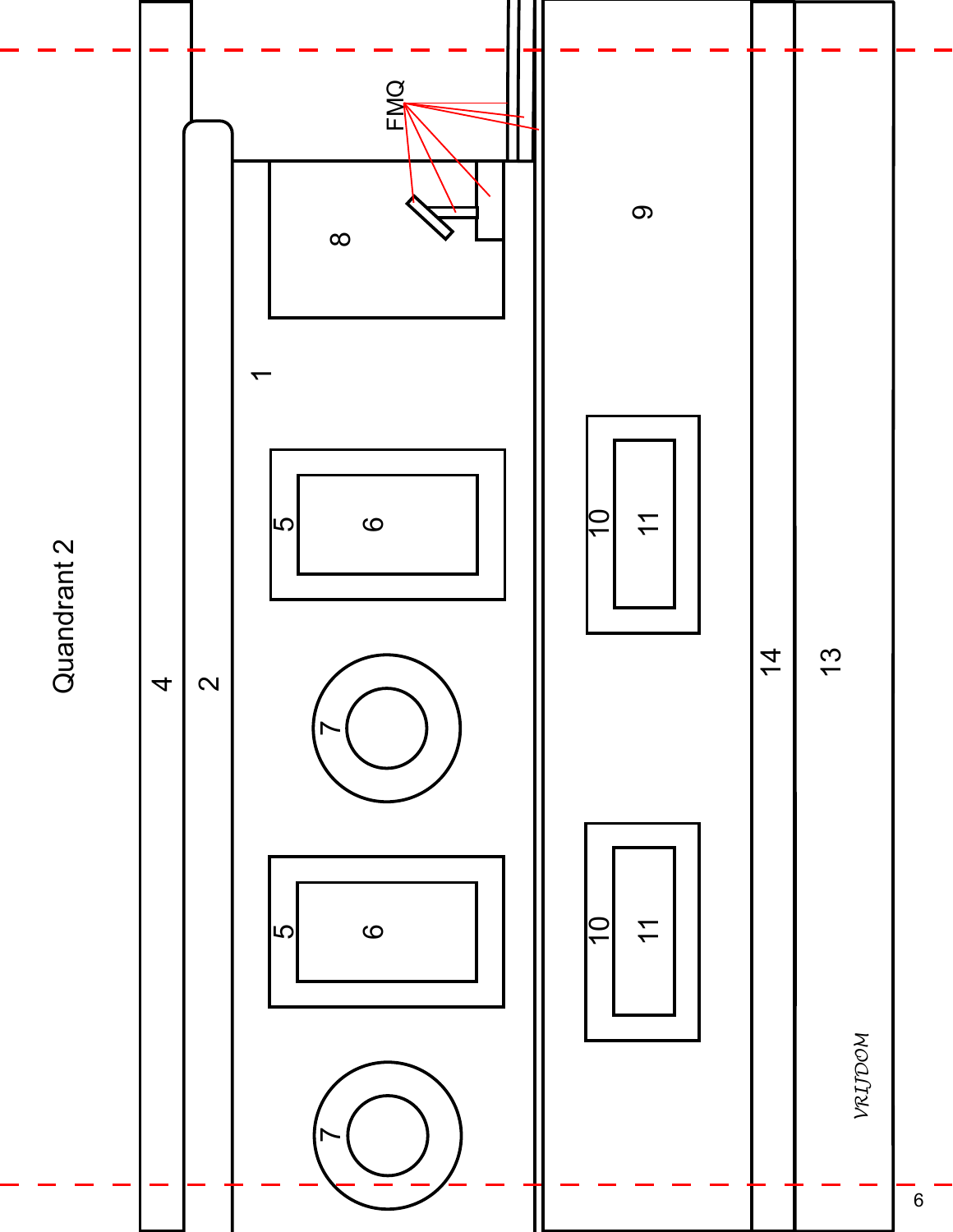Quandrant 2

4

2

1

8

FMQ

5

6

7

5

6

7

9

10

11

10

11

14

13

VRIJDOM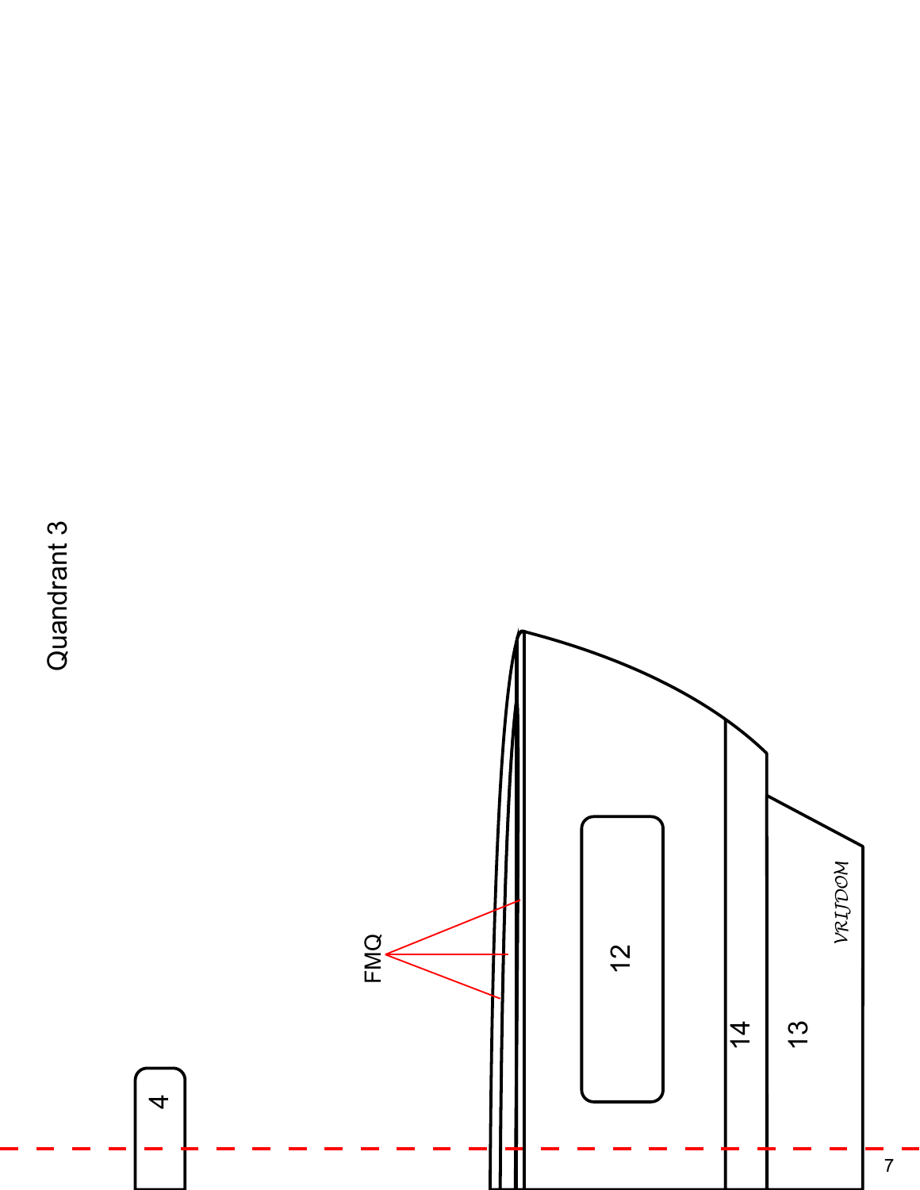Quandrant 3

FMQ

4

12

14

13

VRIJDOM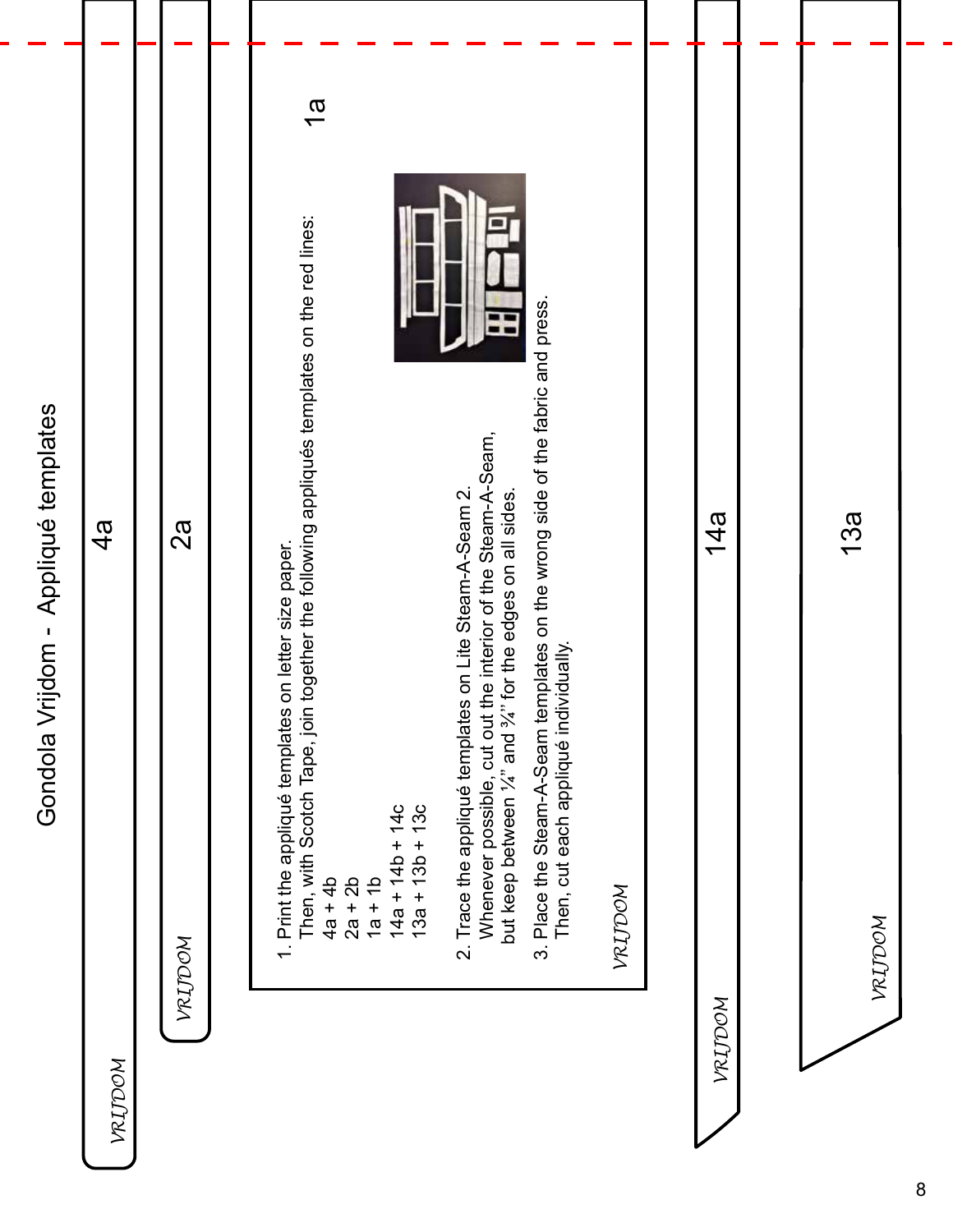# Gondola Vrijdom - Appliqué templates

4a

VRIJDOM

2a

VRIJDOM

1a

1. Print the appliqué templates on letter size paper.
   Then, with Scotch Tape, join together the following appliqués templates on the red lines:
   4a + 4b
   2a + 2b
   1a + 1b
   14a + 14b + 14c
   13a + 13b + 13c

2. Trace the appliqué templates on Lite Steam-A-Seam 2.
   Whenever possible, cut out the interior of the Steam-A-Seam,
   but keep between ¼" and ¾" for the edges on all sides.

3. Place the Steam-A-Seam templates on the wrong side of the fabric and press.
   Then, cut each appliqué individually.

VRIJDOM

14a

VRIJDOM

13a

VRIJDOM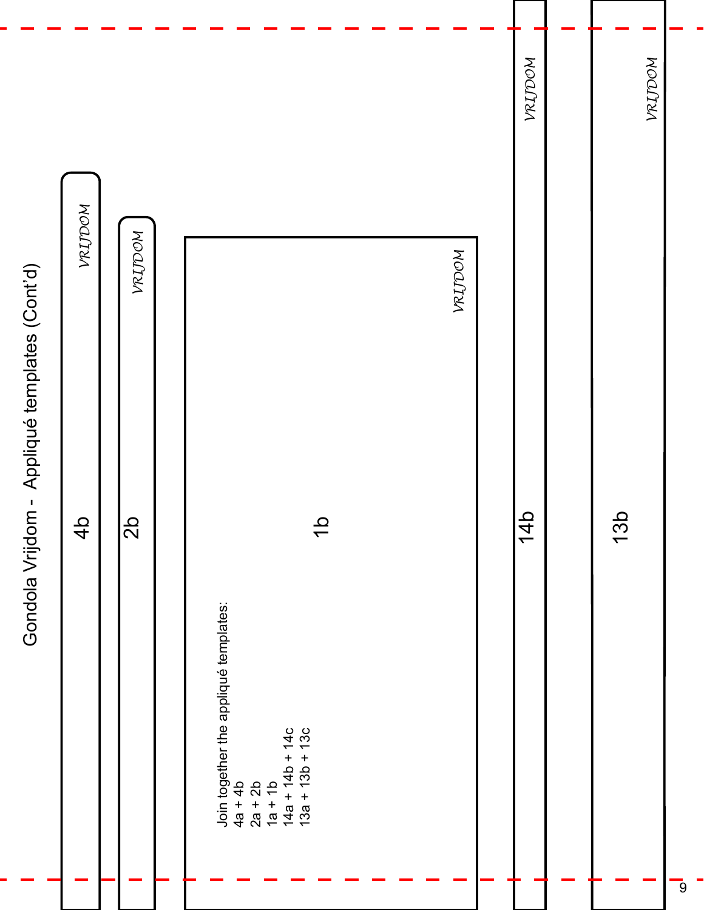# Gondola Vrijdom - Appliqué templates (Cont'd)

4b

VRIJDOM

2b

VRIJDOM

1b

VRIJDOM

Join together the appliqué templates:
4a + 4b
2a + 2b
1a + 1b
14a + 14b + 14c
13a + 13b + 13c

14b

VRIJDOM

13b

VRIJDOM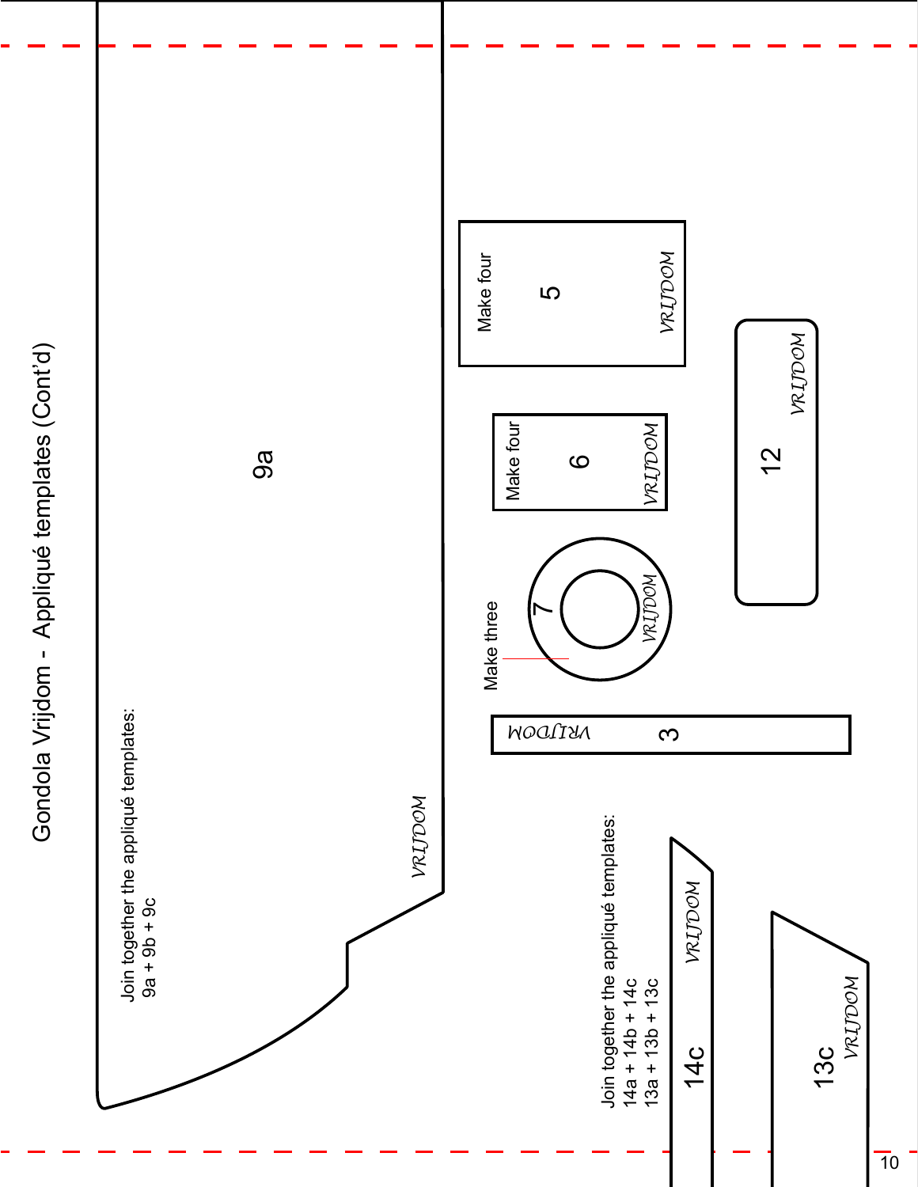# Gondola Vrijdom - Appliqué templates (Cont'd)

Join together the appliqué templates:
9a + 9b + 9c

9a

VRIJDOM

Make four

5

VRIJDOM

Make four

6

VRIJDOM

12

VRIJDOM

Make three

7

VRIJDOM

3

VRIJDOM

Join together the appliqué templates:
14a + 14b + 14c
13a + 13b + 13c

14c

VRIJDOM

13c

VRIJDOM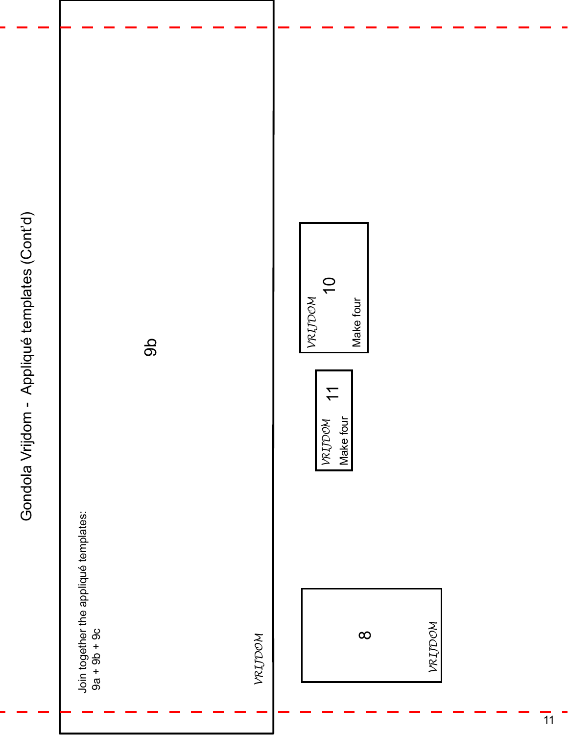# Gondola Vrijdom - Appliqué templates (Cont'd)

Join together the appliqué templates:
9a + 9b + 9c

9b

VRIJDOM

8

VRIJDOM

VRIJDOM

11

Make four

VRIJDOM

10

Make four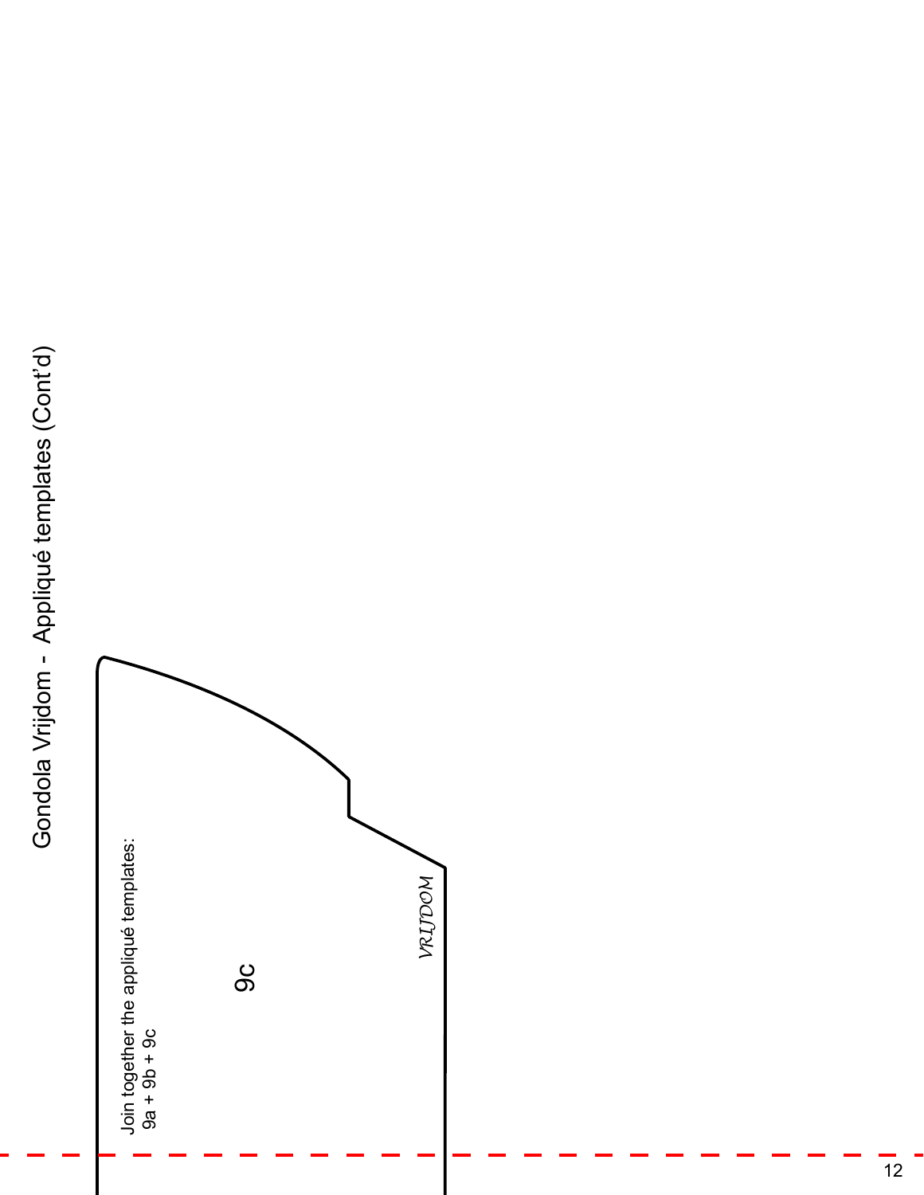# Gondola Vrijdom - Appliqué templates (Cont'd)

Join together the appliqué templates:
9a + 9b + 9c

9c

VRIJDOM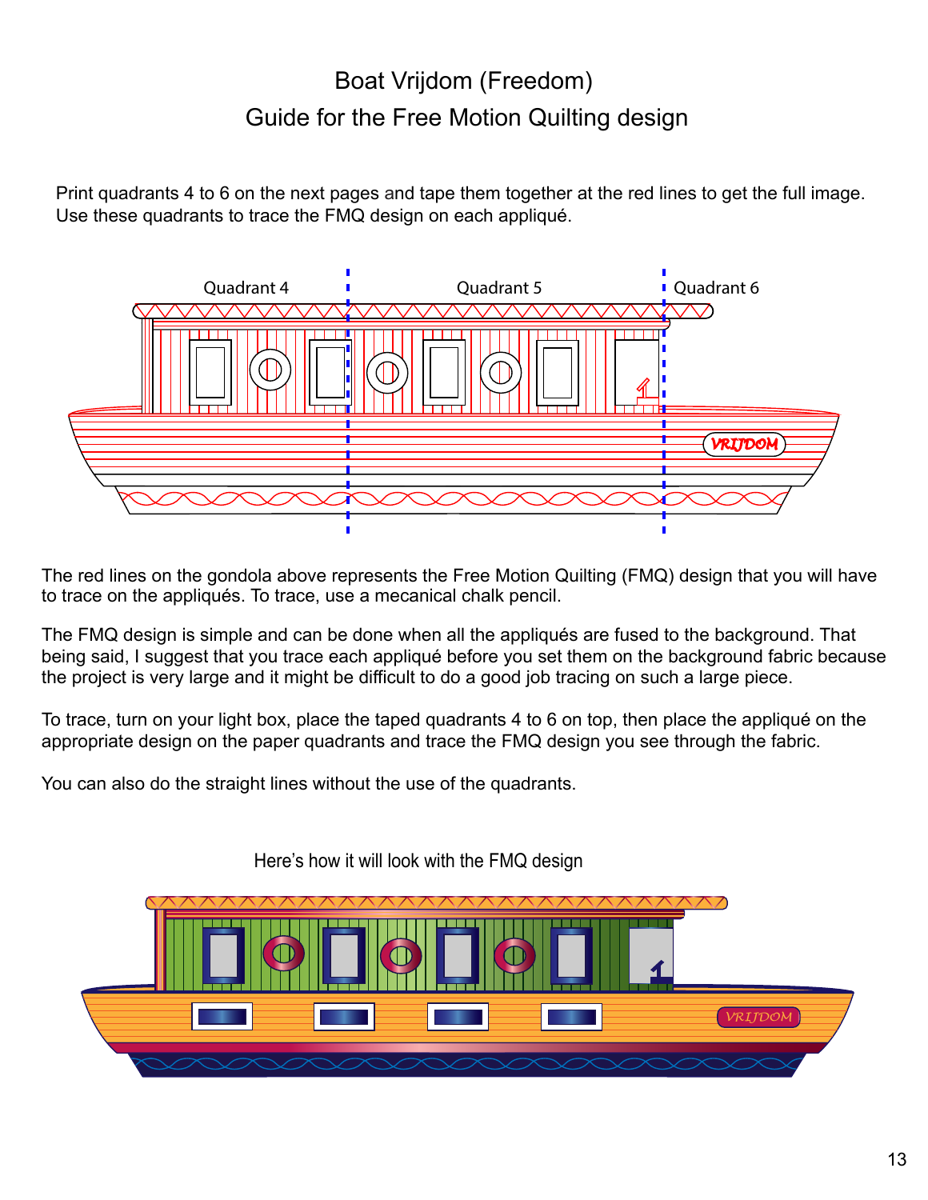# Boat Vrijdom (Freedom)

## Guide for the Free Motion Quilting design

Print quadrants 4 to 6 on the next pages and tape them together at the red lines to get the full image. Use these quadrants to trace the FMQ design on each appliqué.

Quadrant 4

Quadrant 5

Quadrant 6

VRIJDOM

The red lines on the gondola above represents the Free Motion Quilting (FMQ) design that you will have to trace on the appliqués. To trace, use a mecanical chalk pencil.

The FMQ design is simple and can be done when all the appliqués are fused to the background. That being said, I suggest that you trace each appliqué before you set them on the background fabric because the project is very large and it might be difficult to do a good job tracing on such a large piece.

To trace, turn on your light box, place the taped quadrants 4 to 6 on top, then place the appliqué on the appropriate design on the paper quadrants and trace the FMQ design you see through the fabric.

You can also do the straight lines without the use of the quadrants.

Here's how it will look with the FMQ design

VRIJDOM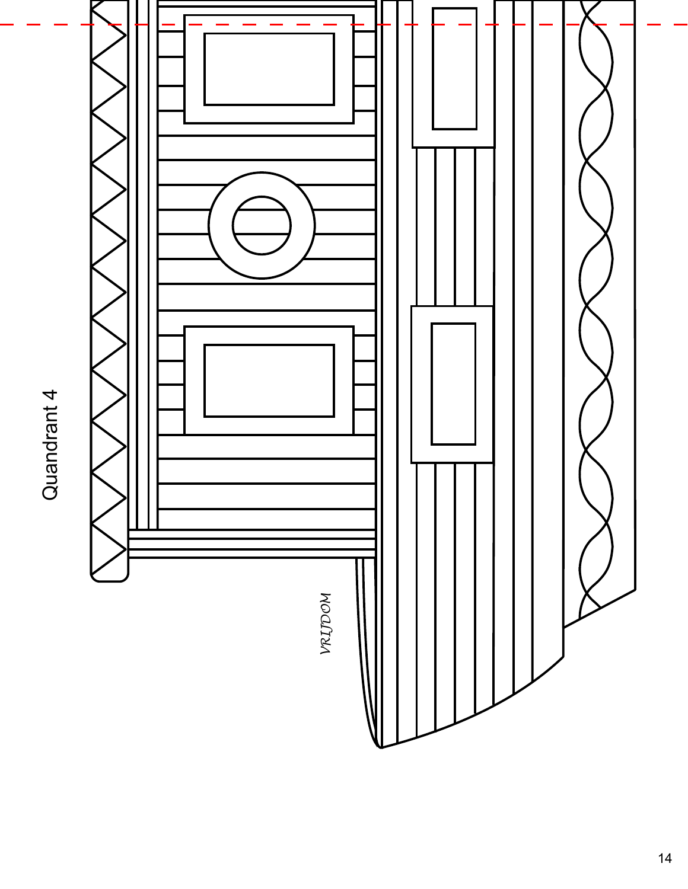Quandrant 4

VRIJDOM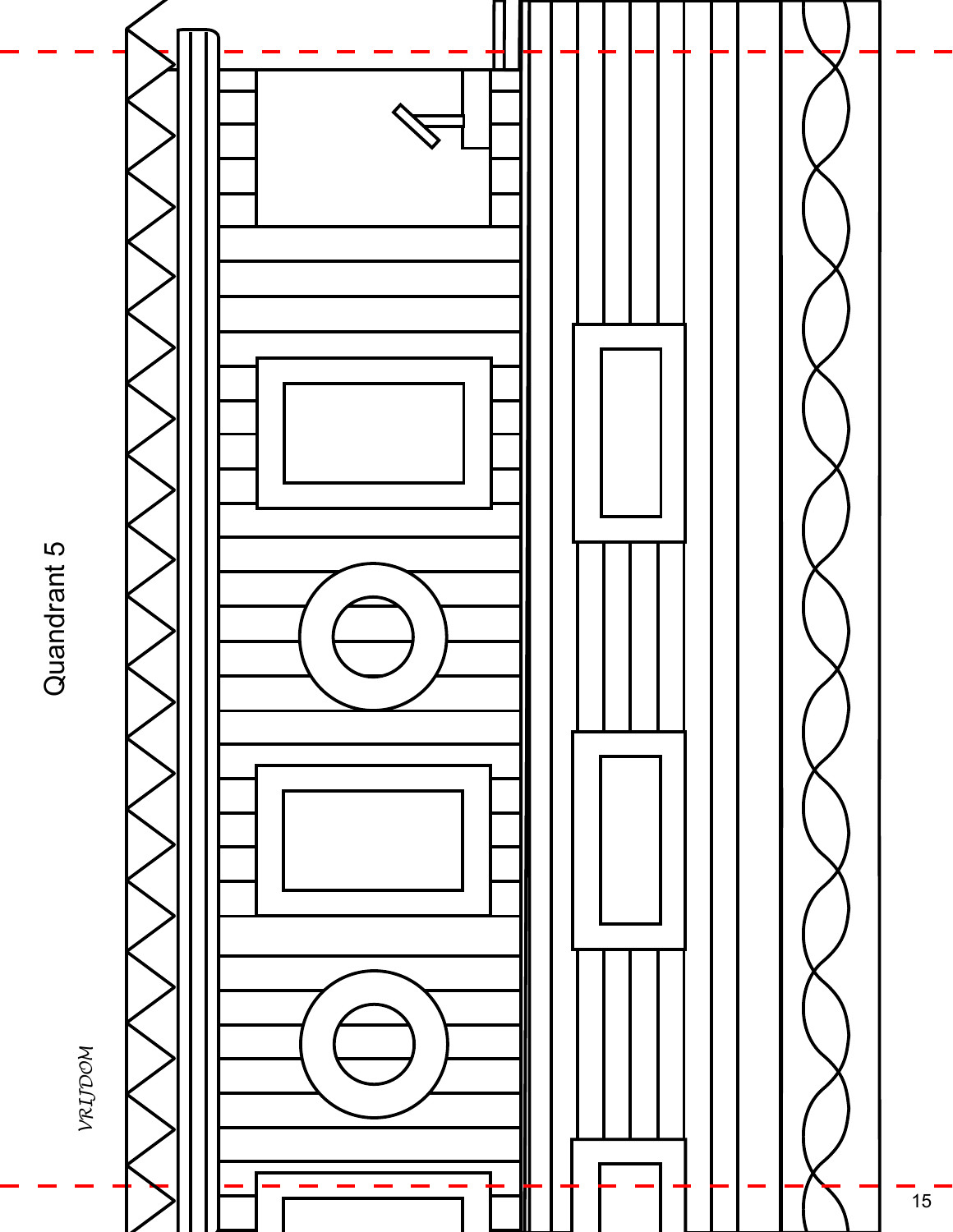Quandrant 5

VRIJDOM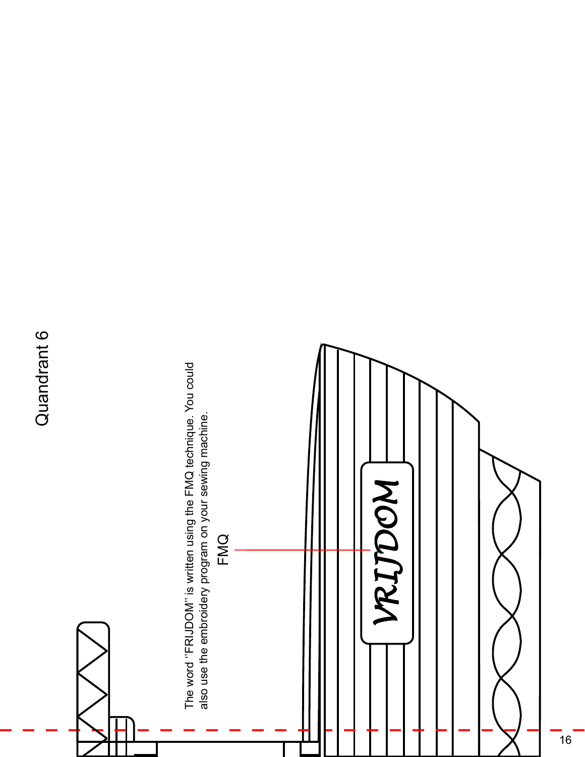# Quandrant 6

The word ''FRIJDOM'' is written using the FMQ technique. You could also use the embroidery program on your sewing machine.

FMQ

VRIJDOM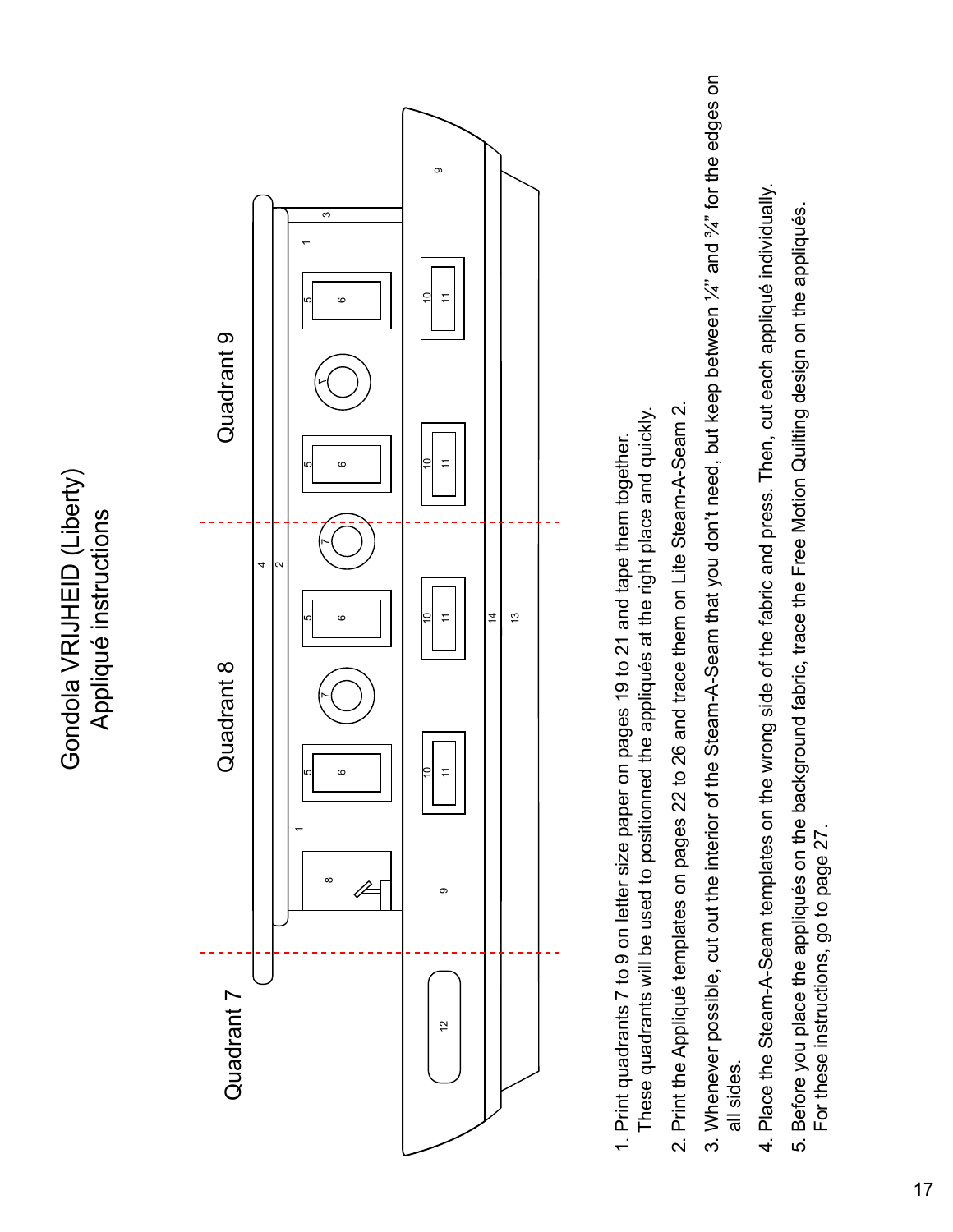# Gondola VRIJHEID (Liberty)
## Appliqué instructions

Quadrant 7

Quadrant 8

Quadrant 9

1 2 3 4 5 6 7 8 9 10 11 12 13 14

1. Print quadrants 7 to 9 on letter size paper on pages 19 to 21 and tape them together.
   These quadrants will be used to positionned the appliqués at the right place and quickly.
2. Print the Appliqué templates on pages 22 to 26 and trace them on Lite Steam-A-Seam 2.
3. Whenever possible, cut out the interior of the Steam-A-Seam that you don't need, but keep between ¼" and ¾" for the edges on all sides.
4. Place the Steam-A-Seam templates on the wrong side of the fabric and press. Then, cut each appliqué individually.
5. Before you place the appliqués on the background fabric, trace the Free Motion Quilting design on the appliqués.
   For these instructions, go to page 27.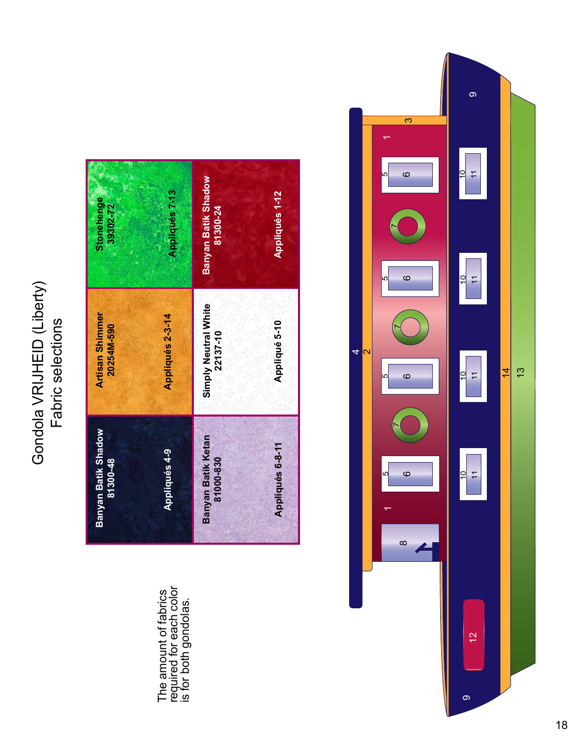# Gondola VRIJHEID (Liberty)
## Fabric selections

The amount of fabrics required for each color is for both gondolas.

| | | |
|---|---|---|
| **Banyan Batik Shadow 81300-48** Appliqués 4-9 | **Artisan Shimmer 20254M-590** Appliqués 2-3-14 | **Stonehenge 39302-72** Appliqués 7-13 |
| **Banyan Batik Ketan 81000-830** Appliqués 6-8-11 | **Simply Neutral White 22137-10** Appliqué 5-10 | **Banyan Batik Shadow 81300-24** Appliqués 1-12 |

4
2
3
1
8
5
6
7
10
11
9
12
14
13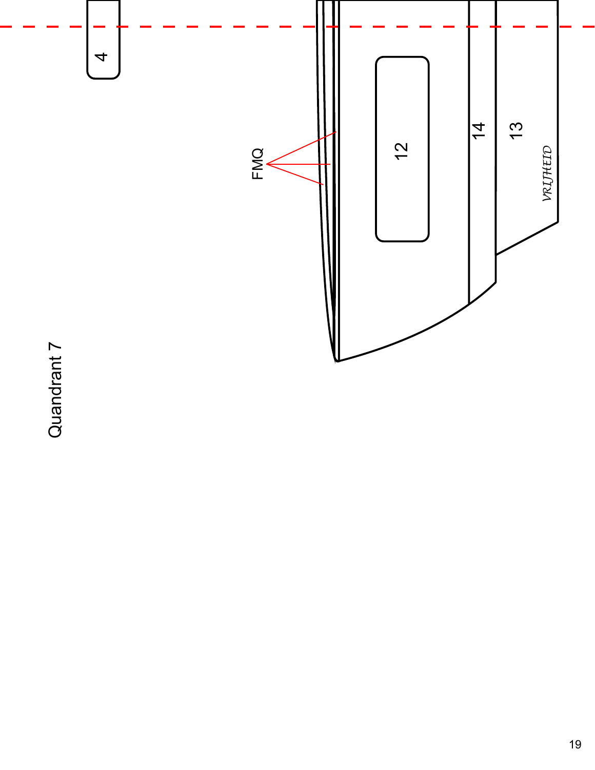Quandrant 7

4

FMQ

12

14

13

VRIJHEID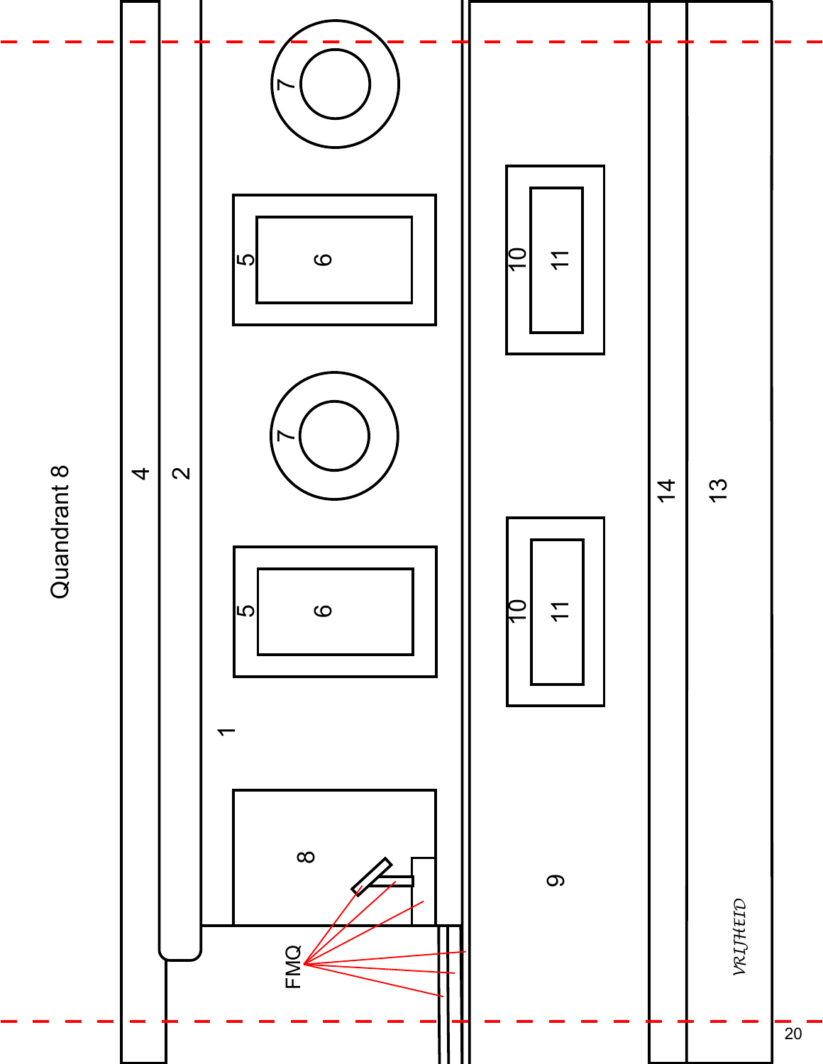Quandrant 8

4

2

1

5

6

7

8

FMQ

9

10

11

14

13

VRIJHEID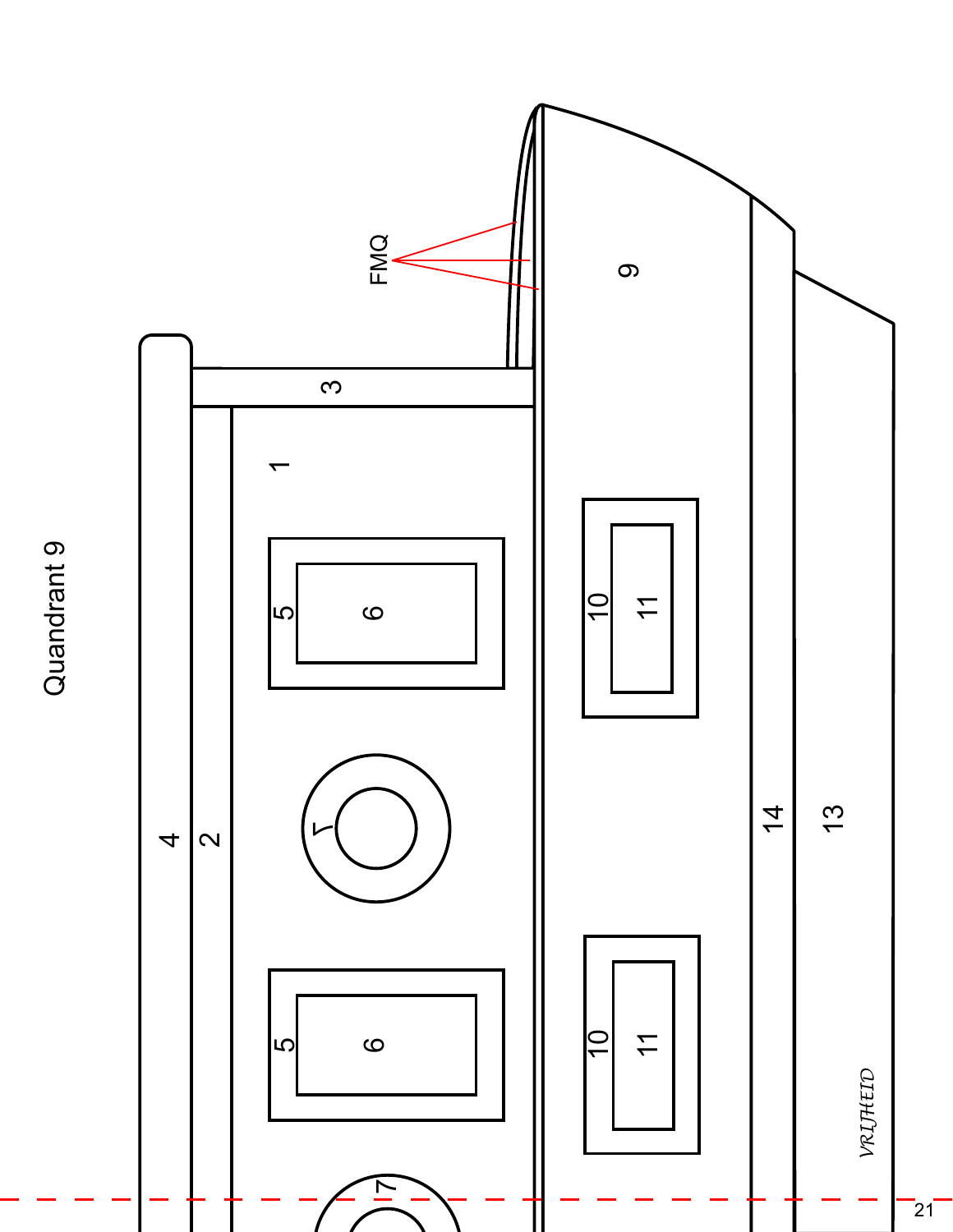Quandrant 9

4
2
3
1
5
6
5
6
7
FMQ
9
10
11
10
11
14
13
VRIJHEID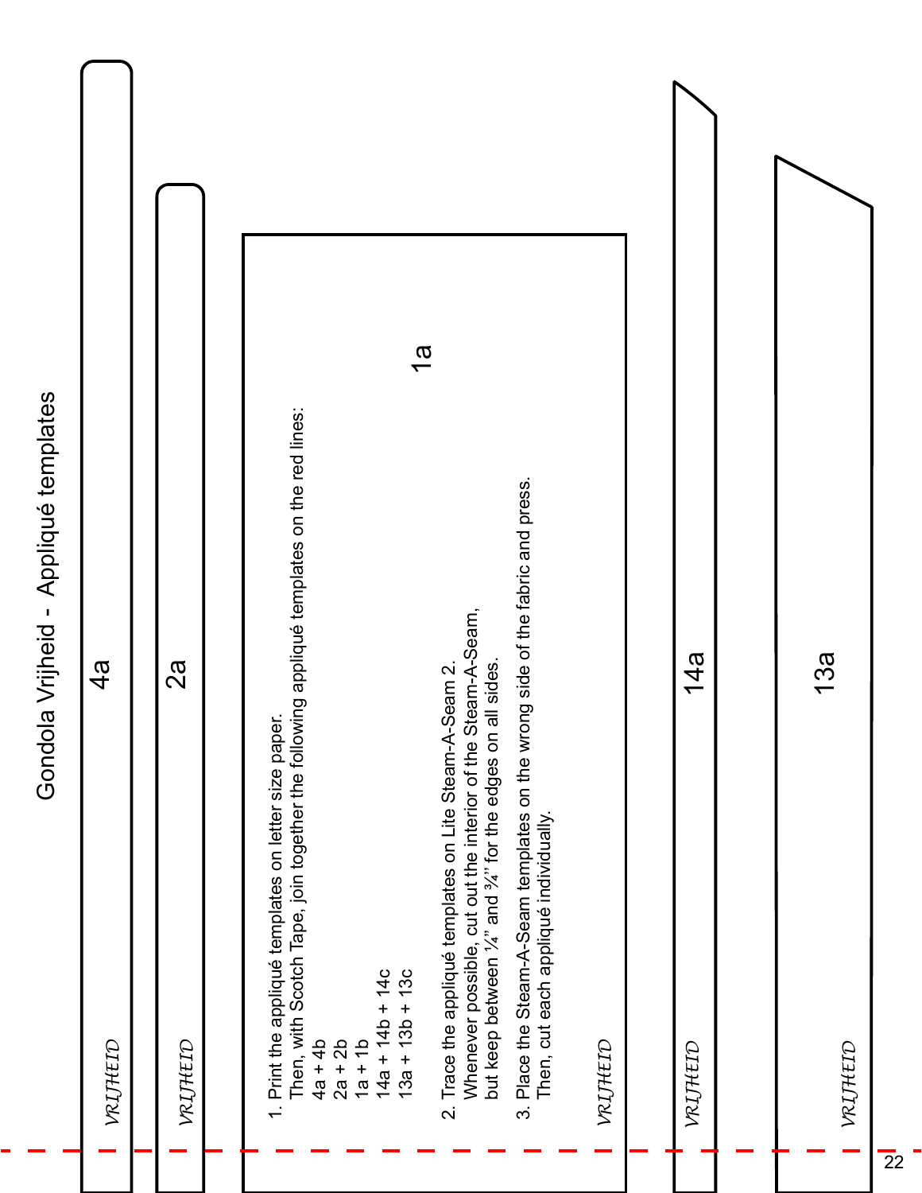# Gondola Vrijheid - Appliqué templates

4a

VRIJHEID

2a

VRIJHEID

1a

1. Print the appliqué templates on letter size paper.
   Then, with Scotch Tape, join together the following appliqué templates on the red lines:
   4a + 4b
   2a + 2b
   1a + 1b
   14a + 14b + 14c
   13a + 13b + 13c

2. Trace the appliqué templates on Lite Steam-A-Seam 2.
   Whenever possible, cut out the interior of the Steam-A-Seam,
   but keep between ¼" and ¾" for the edges on all sides.

3. Place the Steam-A-Seam templates on the wrong side of the fabric and press.
   Then, cut each appliqué individually.

VRIJHEID

14a

VRIJHEID

13a

VRIJHEID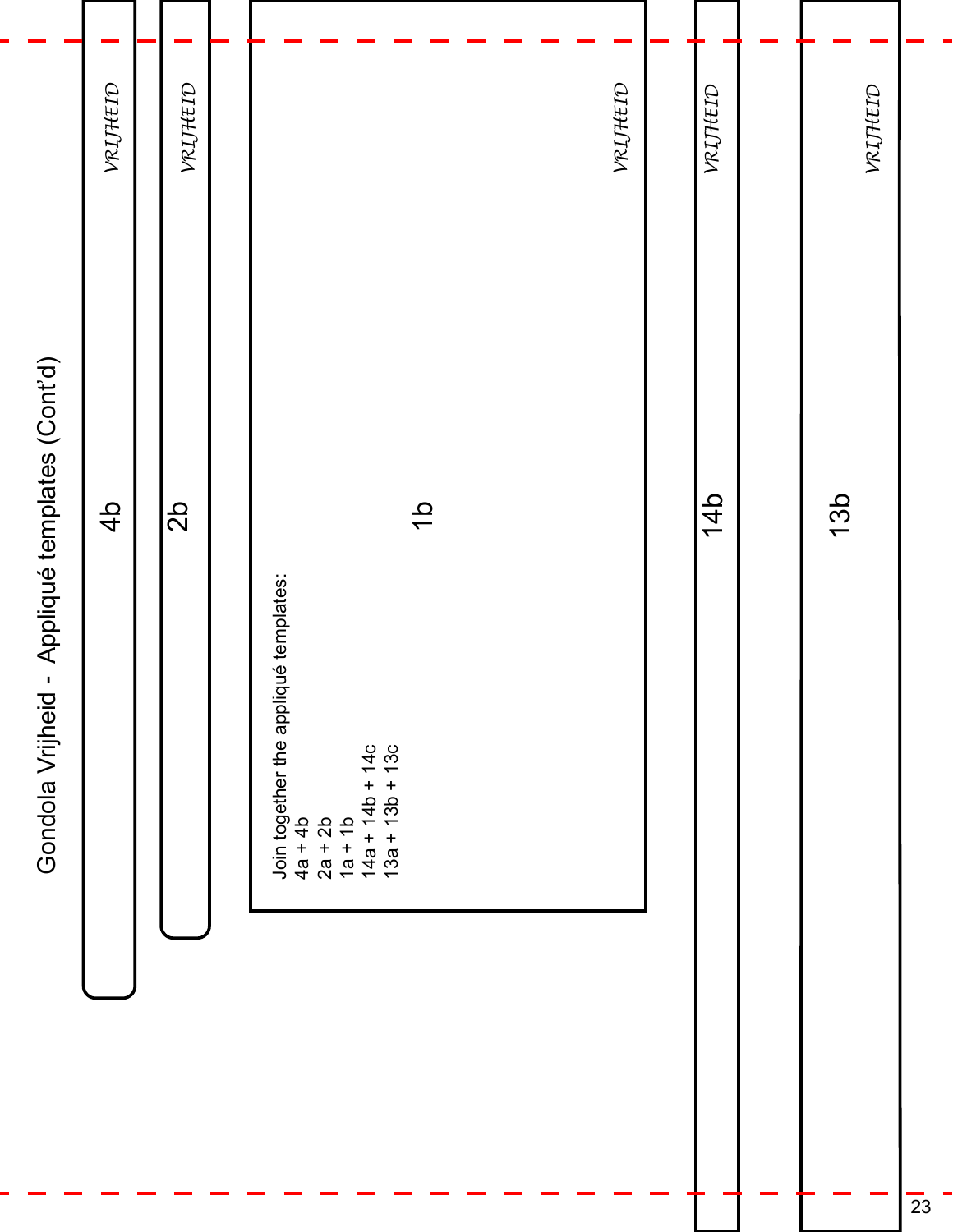# Gondola Vrijheid - Appliqué templates (Cont'd)

4b

VRIJHEID

2b

VRIJHEID

1b

VRIJHEID

Join together the appliqué templates:
4a + 4b
2a + 2b
1a + 1b
14a + 14b + 14c
13a + 13b + 13c

14b

VRIJHEID

13b

VRIJHEID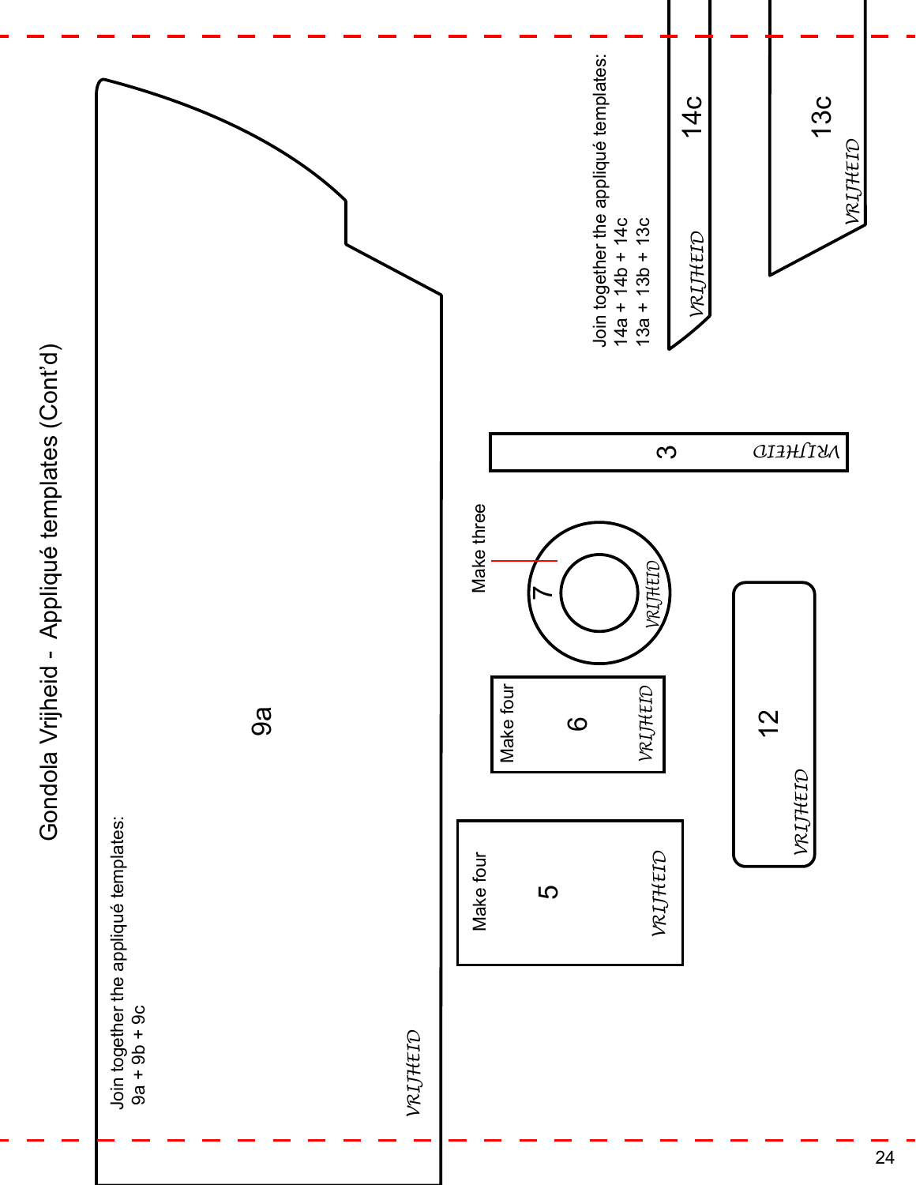# Gondola Vrijheid - Appliqué templates (Cont'd)

Join together the appliqué templates:
9a + 9b + 9c

9a

VRIJHEID

Make four

5

VRIJHEID

Make four

6

VRIJHEID

Make three

7

VRIJHEID

12

VRIJHEID

3

VRIJHEID

Join together the appliqué templates:
14a + 14b + 14c
13a + 13b + 13c

14c

VRIJHEID

13c

VRIJHEID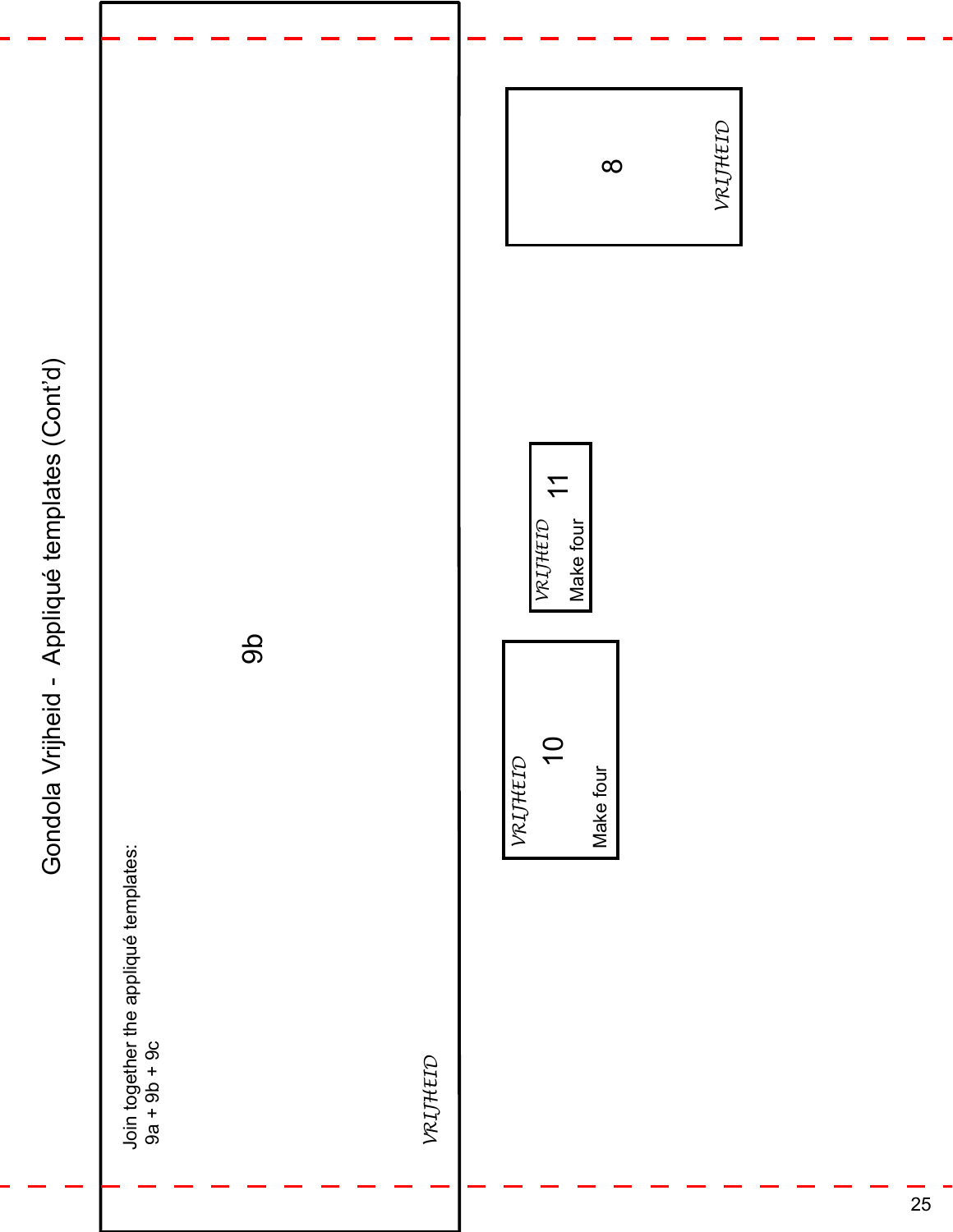# Gondola Vrijheid - Appliqué templates (Cont'd)

Join together the appliqué templates:
9a + 9b + 9c

9b

VRIJHEID

8

VRIJHEID

VRIJHEID

11

Make four

VRIJHEID

10

Make four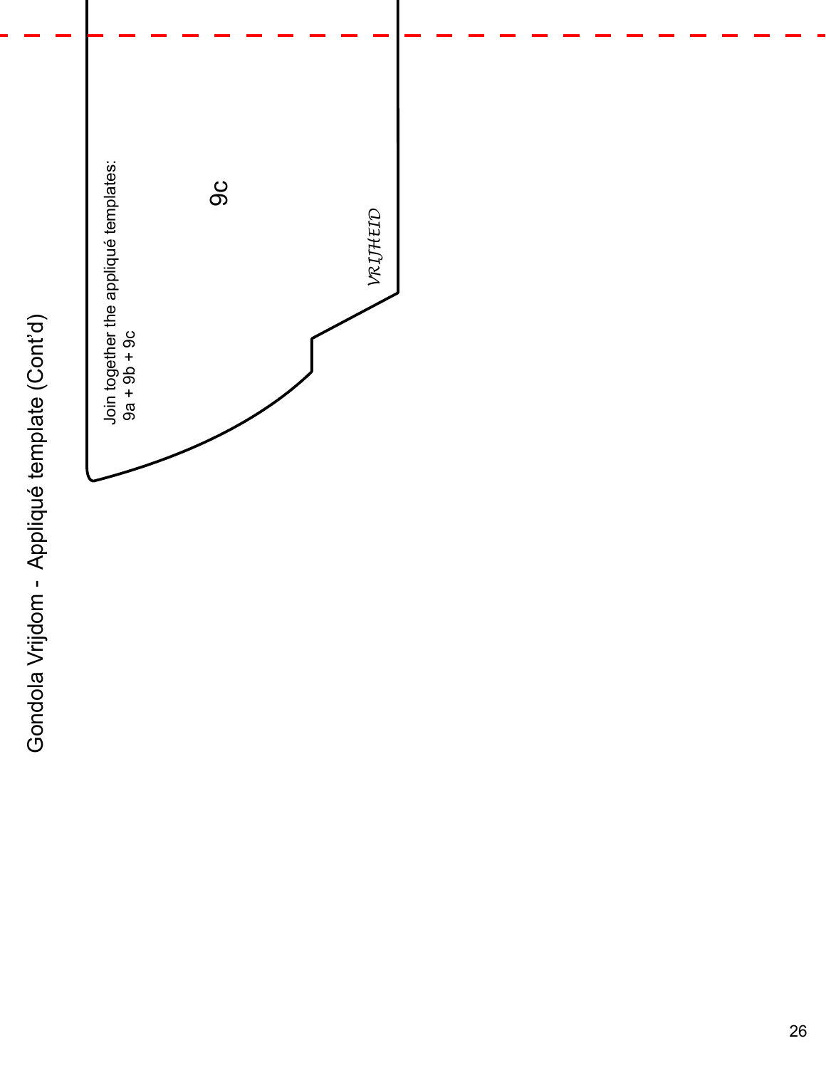# Gondola Vrijdom - Appliqué template (Cont'd)

Join together the appliqué templates:
9a + 9b + 9c

9c

*VRIJHEID*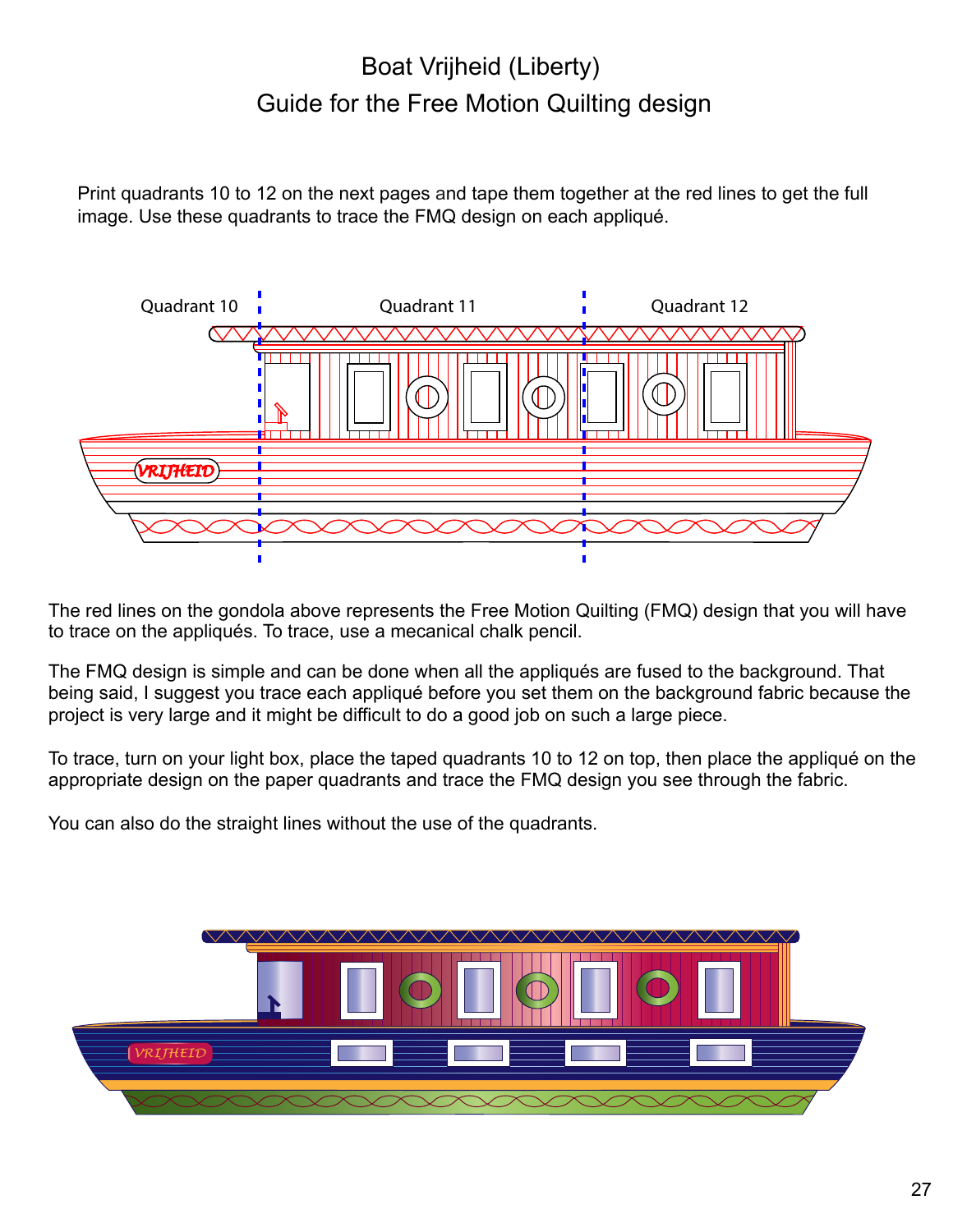# Boat Vrijheid (Liberty)
## Guide for the Free Motion Quilting design

Print quadrants 10 to 12 on the next pages and tape them together at the red lines to get the full image. Use these quadrants to trace the FMQ design on each appliqué.

Quadrant 10
Quadrant 11
Quadrant 12

VRIJHEID

The red lines on the gondola above represents the Free Motion Quilting (FMQ) design that you will have to trace on the appliqués. To trace, use a mecanical chalk pencil.

The FMQ design is simple and can be done when all the appliqués are fused to the background. That being said, I suggest you trace each appliqué before you set them on the background fabric because the project is very large and it might be difficult to do a good job on such a large piece.

To trace, turn on your light box, place the taped quadrants 10 to 12 on top, then place the appliqué on the appropriate design on the paper quadrants and trace the FMQ design you see through the fabric.

You can also do the straight lines without the use of the quadrants.

VRIJHEID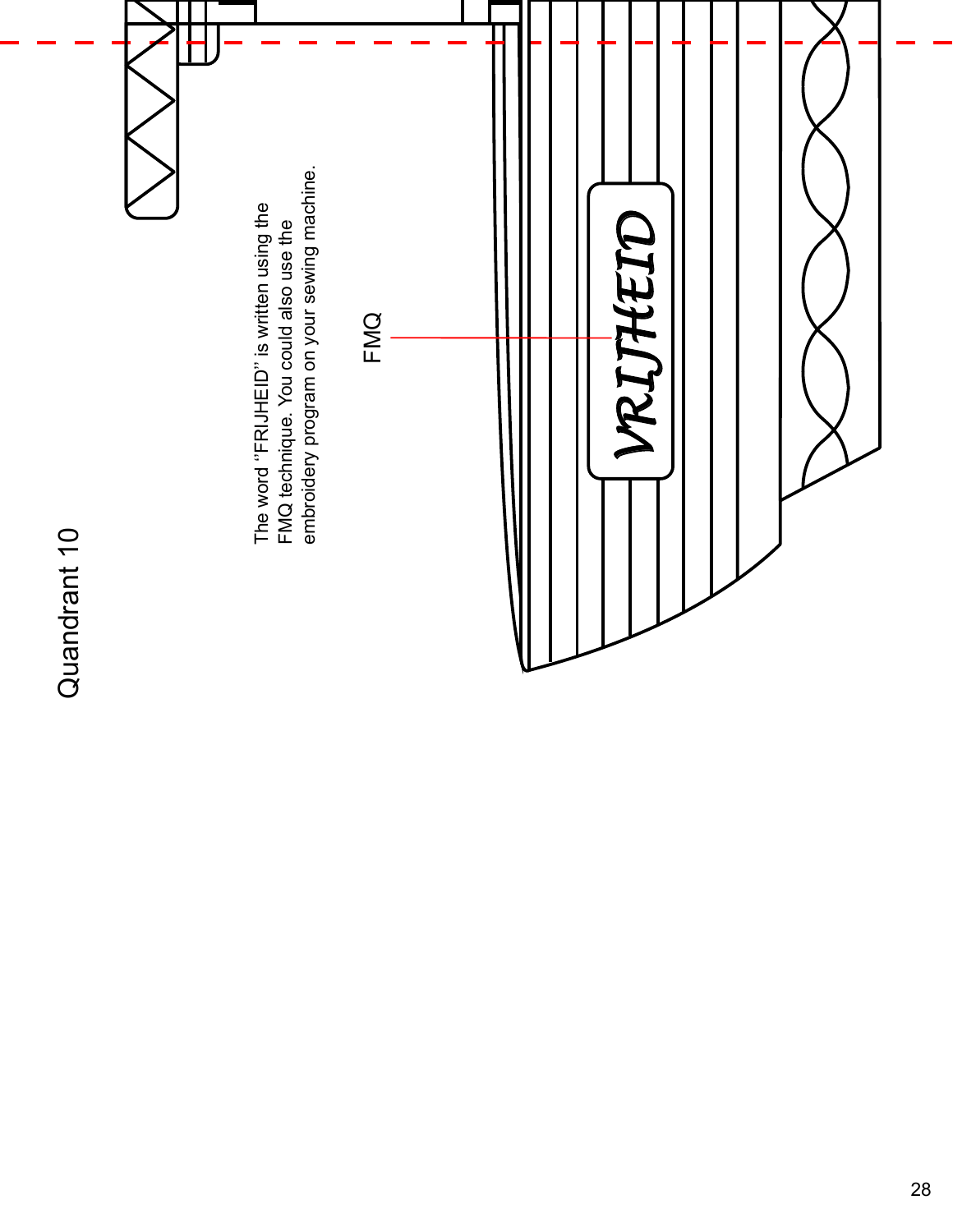# Quadrant 10

The word ''FRIJHEID'' is written using the FMQ technique. You could also use the embroidery program on your sewing machine.

FMQ

VRIJHEID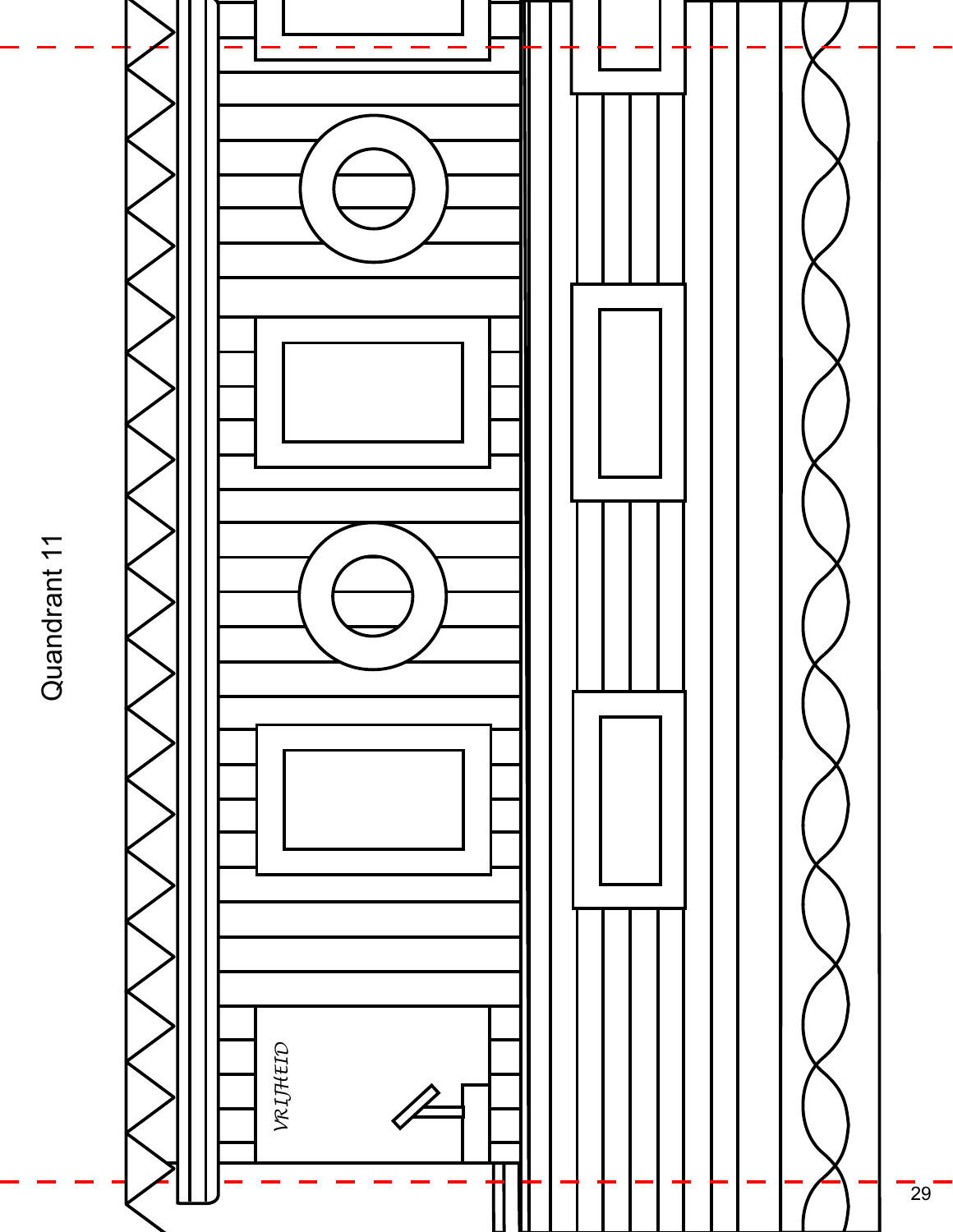Quandrant 11

VRIJHEID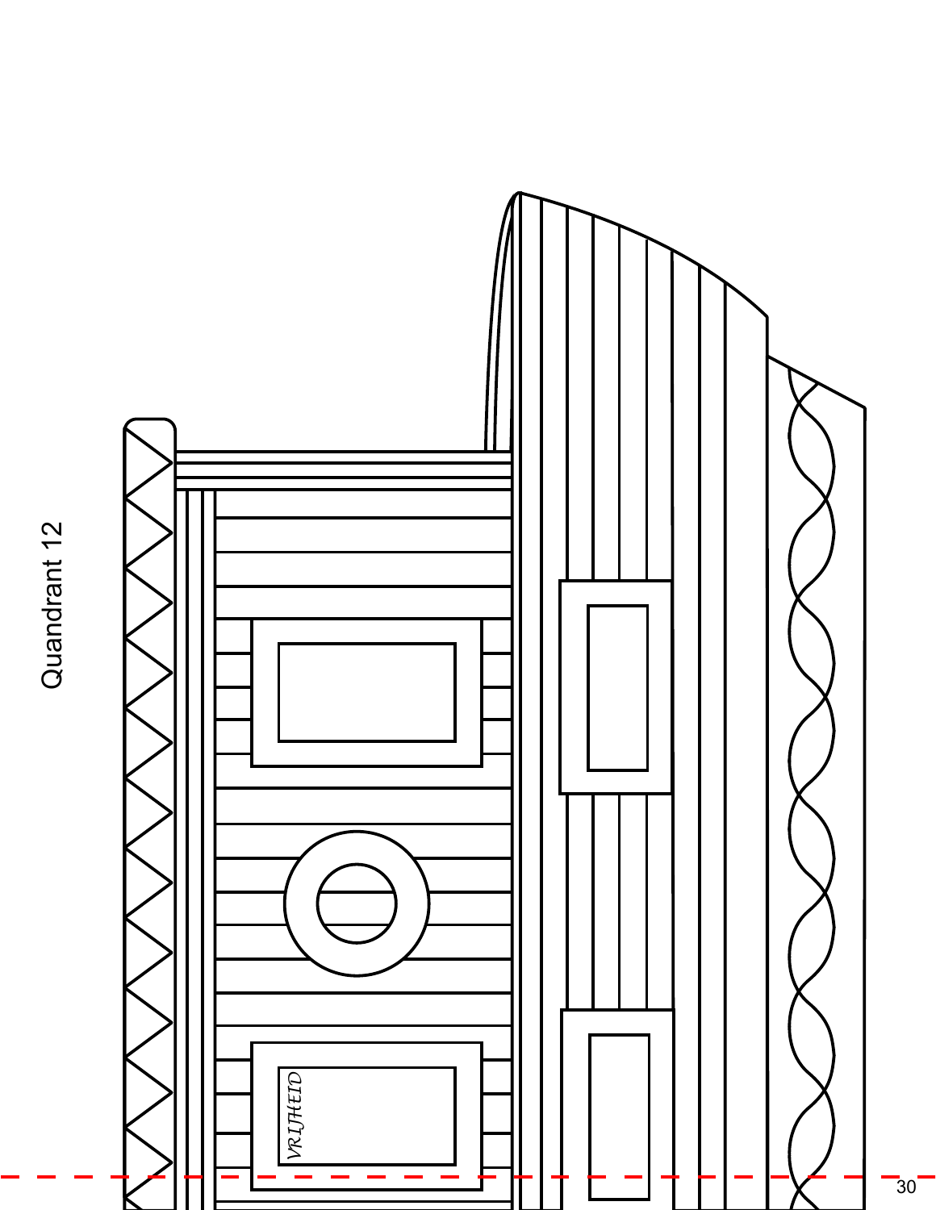Quandrant 12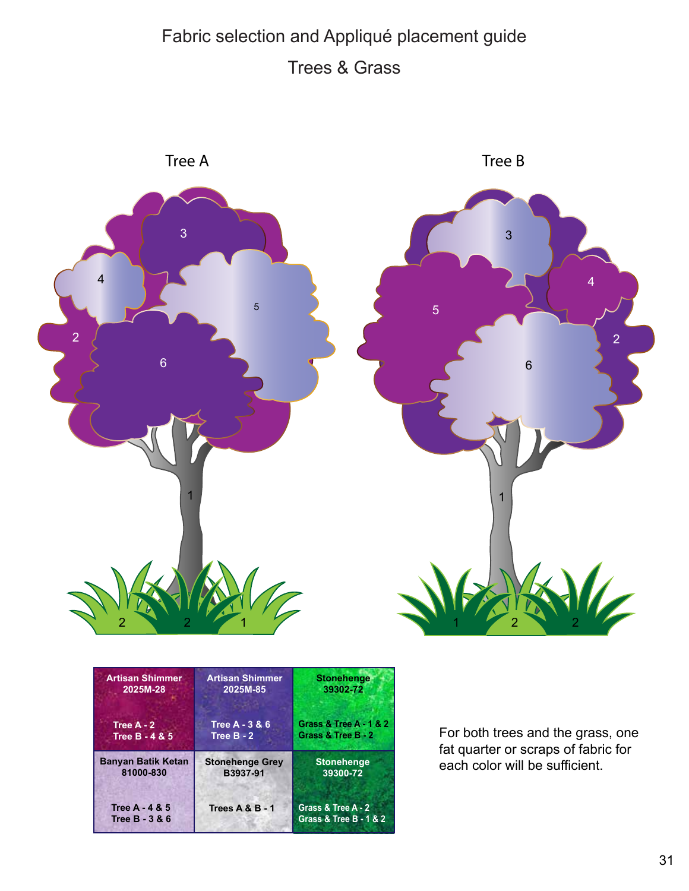# Fabric selection and Appliqué placement guide

## Trees & Grass

Tree A

3
4
5
2
6
1
2 2 1

Tree B

3
4
5
2
6
1
1 2 2

| | | |
|---|---|---|
| **Artisan Shimmer 2025M-28**<br>Tree A - 2<br>Tree B - 4 & 5 | **Artisan Shimmer 2025M-85**<br>Tree A - 3 & 6<br>Tree B - 2 | **Stonehenge 39302-72**<br>Grass & Tree A - 1 & 2<br>Grass & Tree B - 2 |
| **Banyan Batik Ketan 81000-830**<br>Tree A - 4 & 5<br>Tree B - 3 & 6 | **Stonehenge Grey B3937-91**<br>Trees A & B - 1 | **Stonehenge 39300-72**<br>Grass & Tree A - 2<br>Grass & Tree B - 1 & 2 |

For both trees and the grass, one fat quarter or scraps of fabric for each color will be sufficient.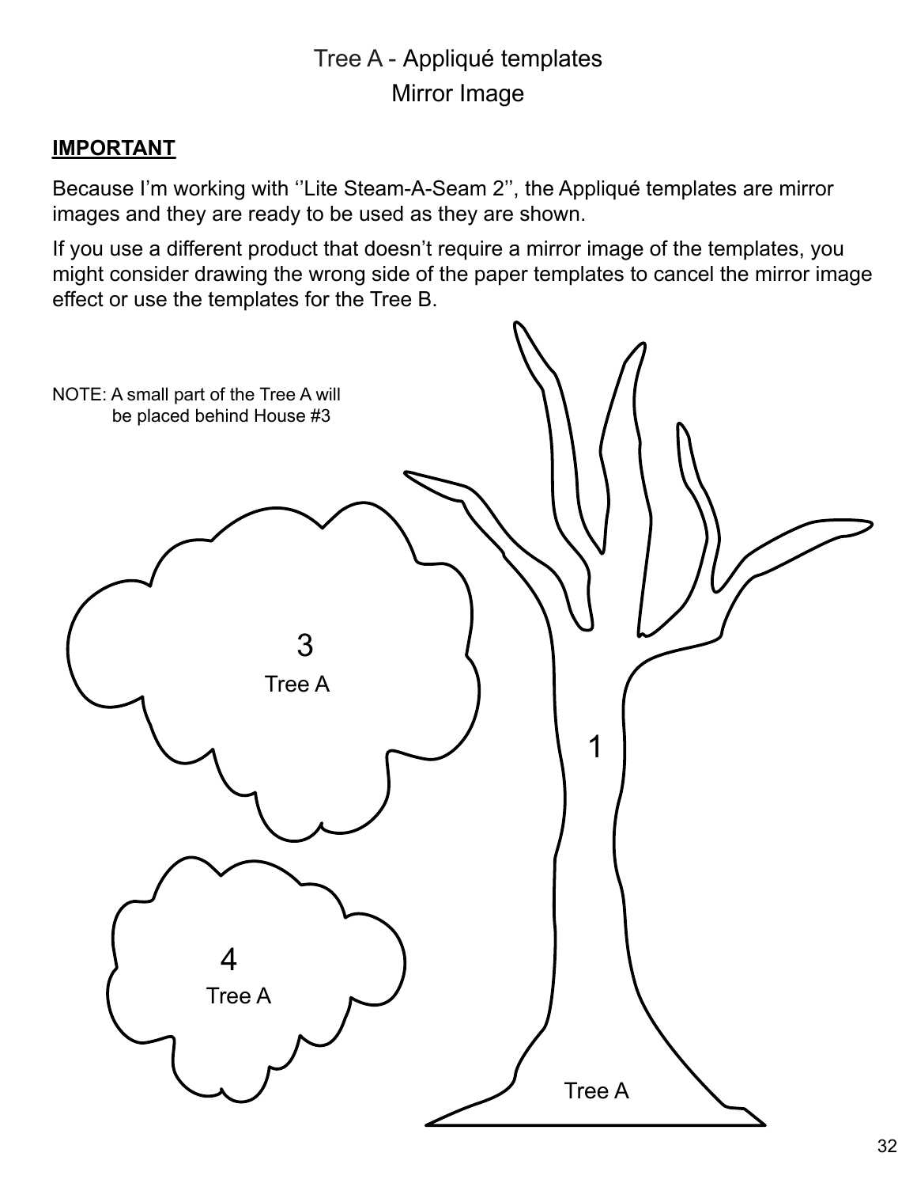# Tree A - Appliqué templates
## Mirror Image

**IMPORTANT**

Because I'm working with ''Lite Steam-A-Seam 2'', the Appliqué templates are mirror images and they are ready to be used as they are shown.

If you use a different product that doesn't require a mirror image of the templates, you might consider drawing the wrong side of the paper templates to cancel the mirror image effect or use the templates for the Tree B.

NOTE: A small part of the Tree A will be placed behind House #3

3
Tree A

1

4
Tree A

Tree A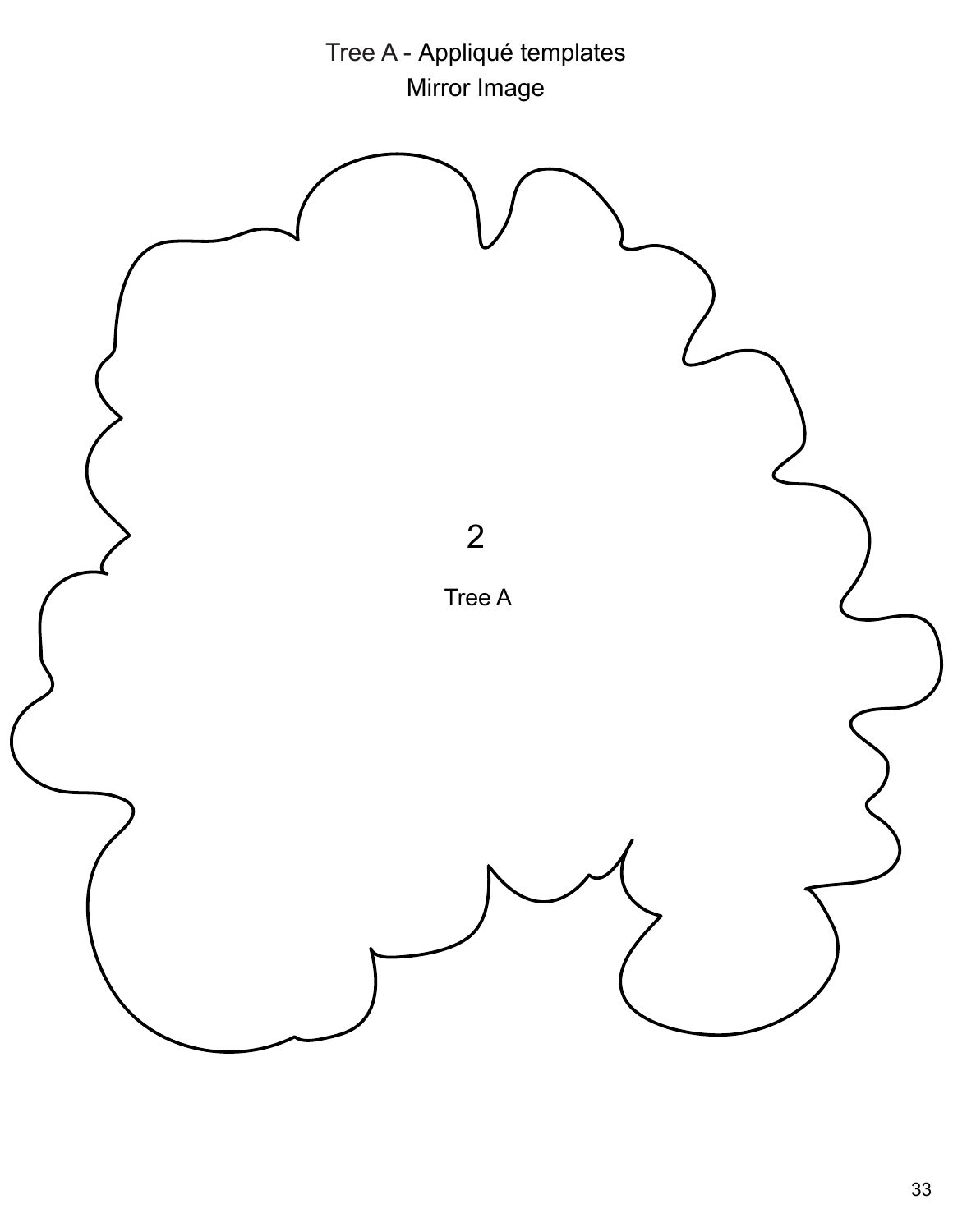Tree A - Appliqué templates

Mirror Image

2

Tree A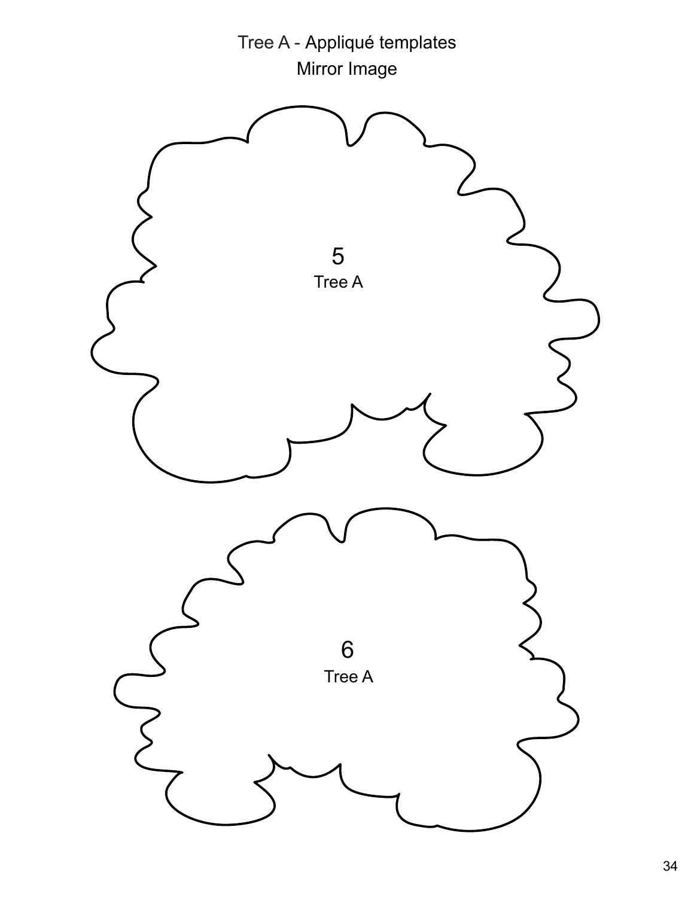Tree A - Appliqué templates

Mirror Image

5

Tree A

6

Tree A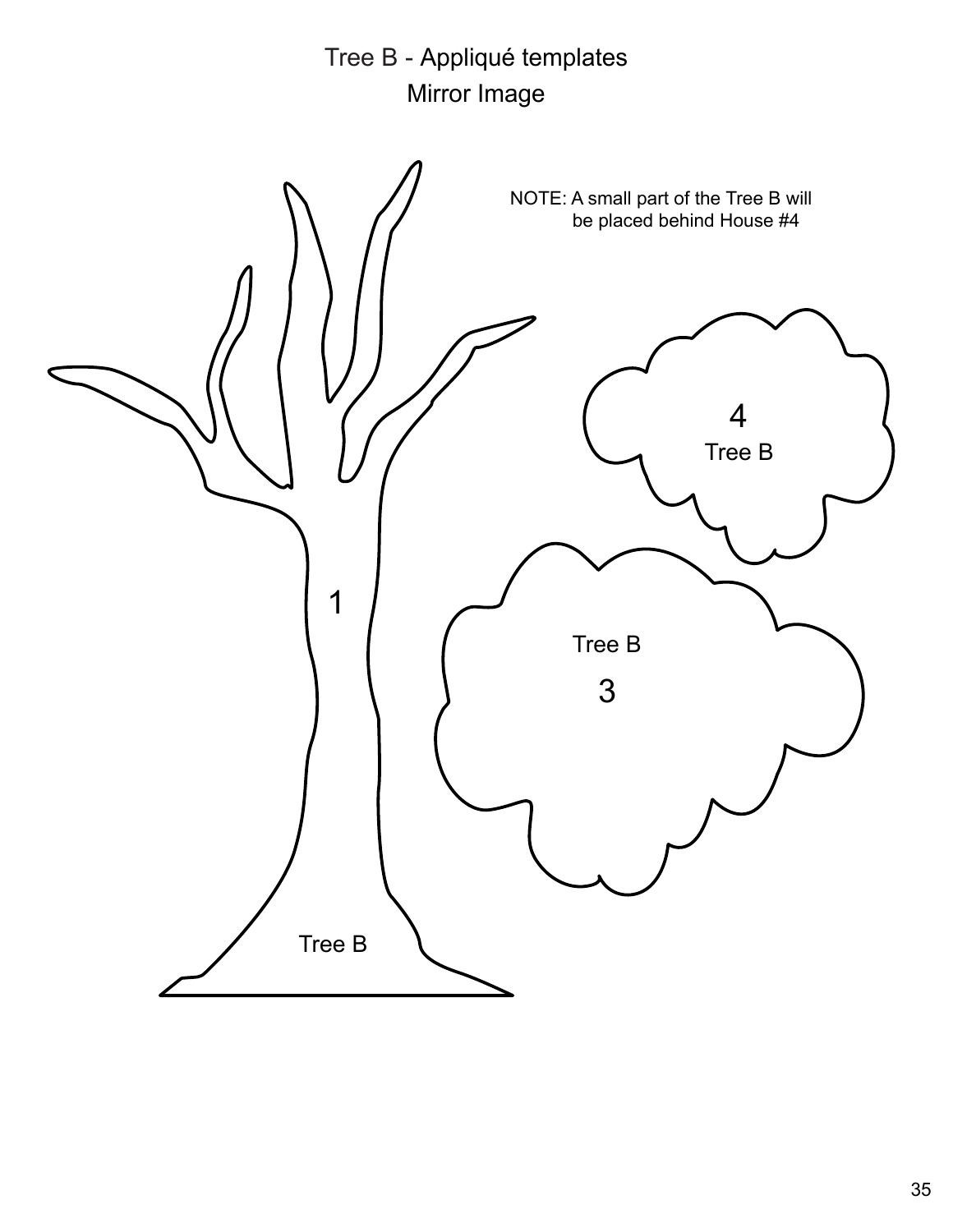# Tree B - Appliqué templates
## Mirror Image

NOTE: A small part of the Tree B will be placed behind House #4

1

Tree B

4

Tree B

Tree B

3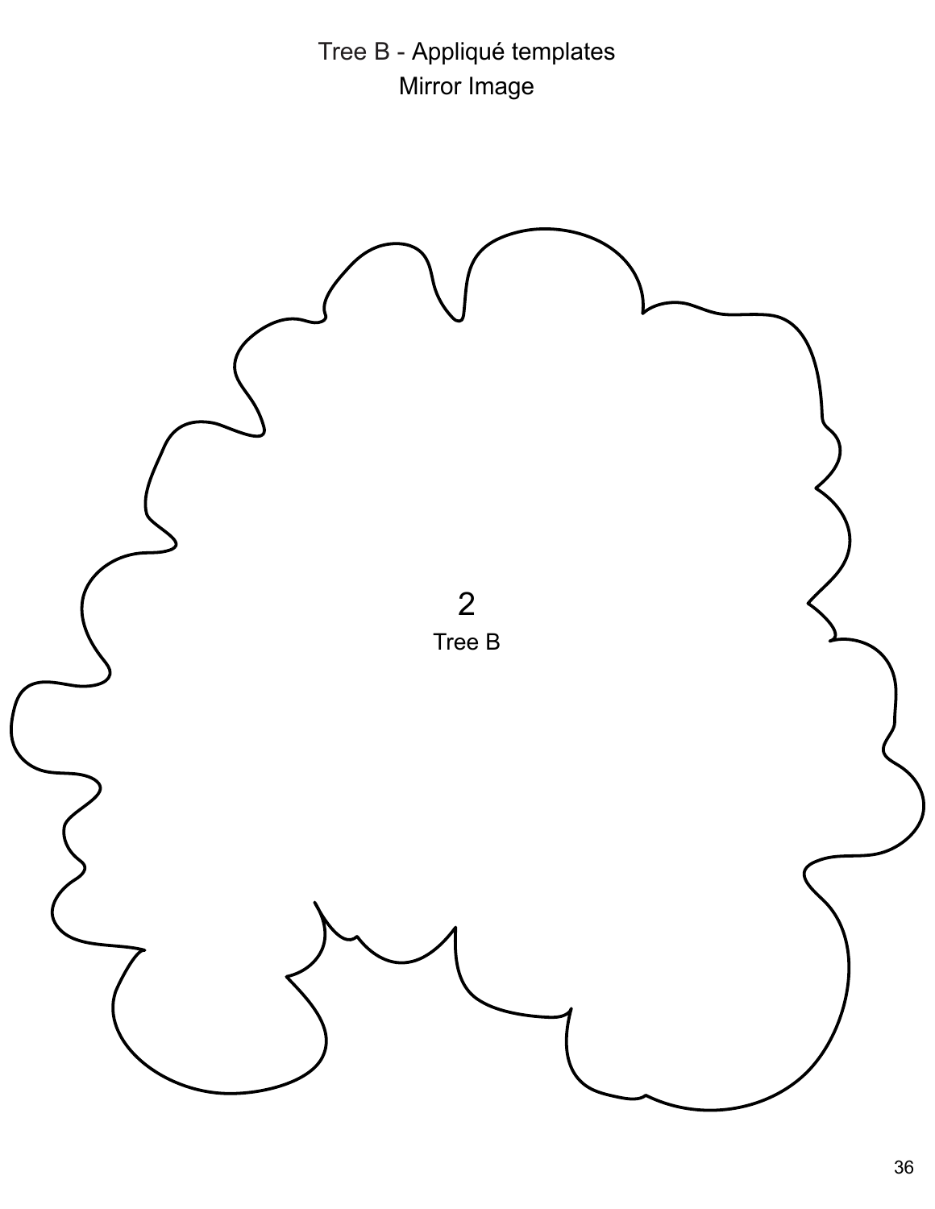Tree B - Appliqué templates
Mirror Image

2
Tree B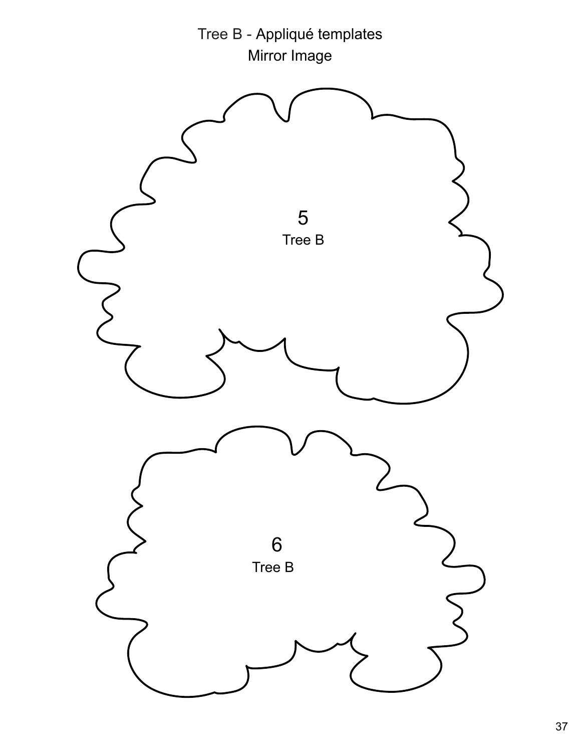# Tree B - Appliqué templates

Mirror Image

5
Tree B

6
Tree B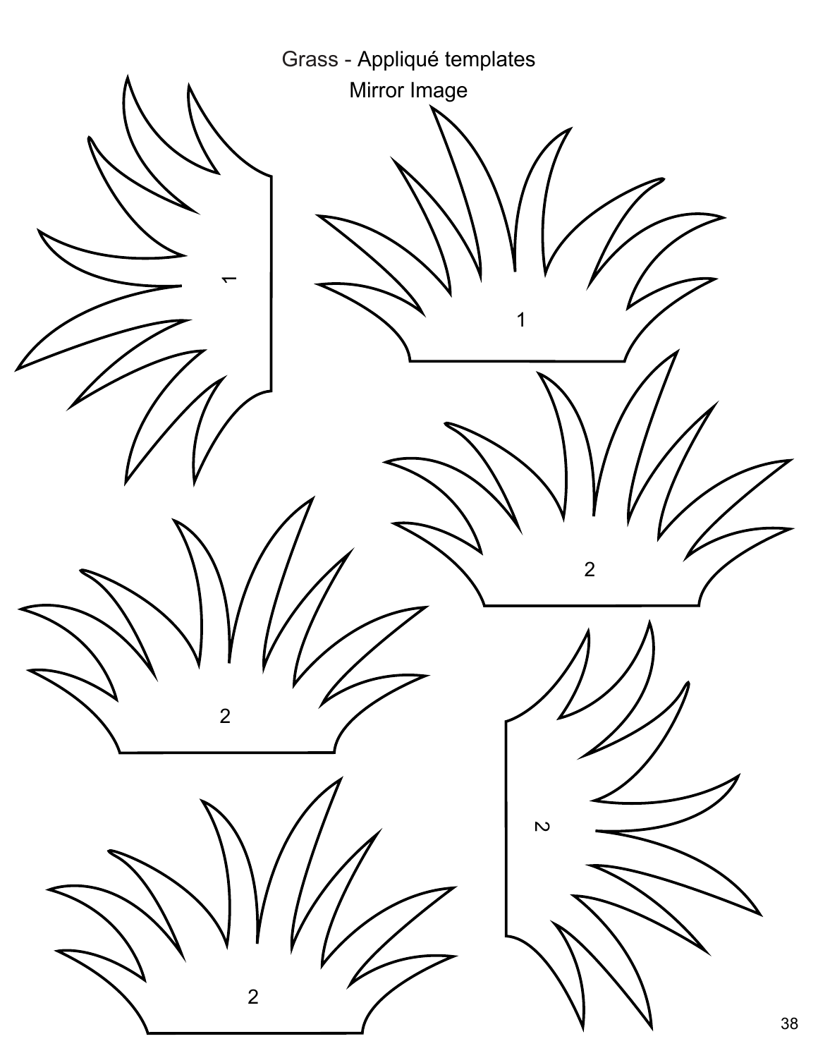Grass - Appliqué templates

Mirror Image

1

1

2

2

2

2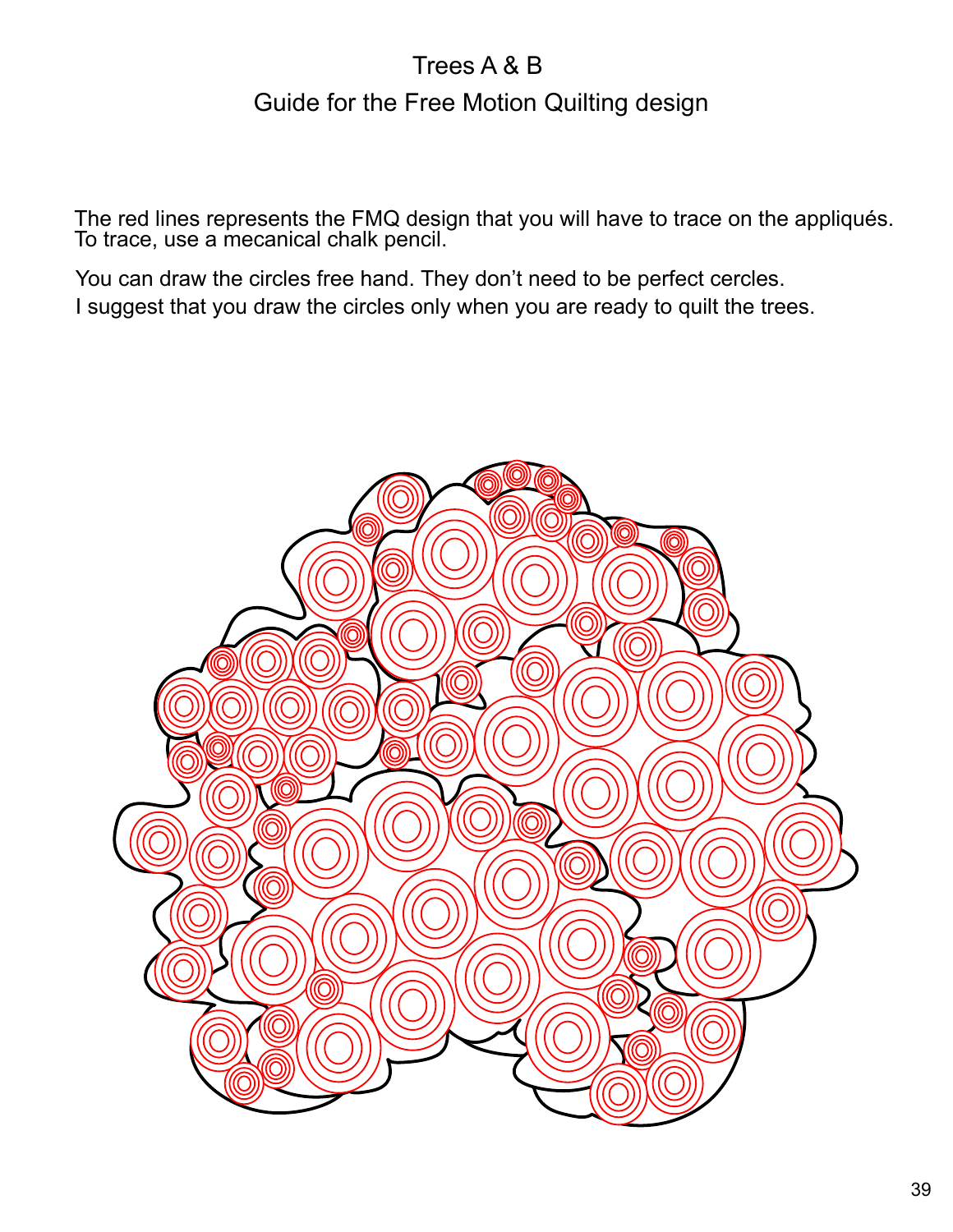# Trees A & B

## Guide for the Free Motion Quilting design

The red lines represents the FMQ design that you will have to trace on the appliqués. To trace, use a mecanical chalk pencil.

You can draw the circles free hand. They don't need to be perfect cercles.

I suggest that you draw the circles only when you are ready to quilt the trees.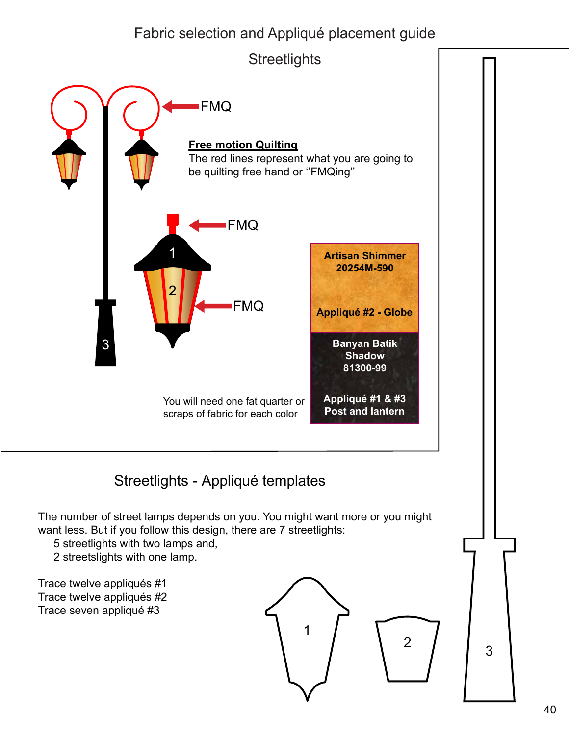# Fabric selection and Appliqué placement guide

## Streetlights

FMQ

**Free motion Quilting**
The red lines represent what you are going to be quilting free hand or ‘’FMQing’’

FMQ

1

2

FMQ

3

**Artisan Shimmer 20254M-590**

**Appliqué #2 - Globe**

**Banyan Batik Shadow 81300-99**

**Appliqué #1 & #3 Post and lantern**

You will need one fat quarter or scraps of fabric for each color

## Streetlights - Appliqué templates

The number of street lamps depends on you. You might want more or you might want less. But if you follow this design, there are 7 streetlights:

- 5 streetlights with two lamps and,
- 2 streetslights with one lamp.

Trace twelve appliqués #1
Trace twelve appliqués #2
Trace seven appliqué #3

1

2

3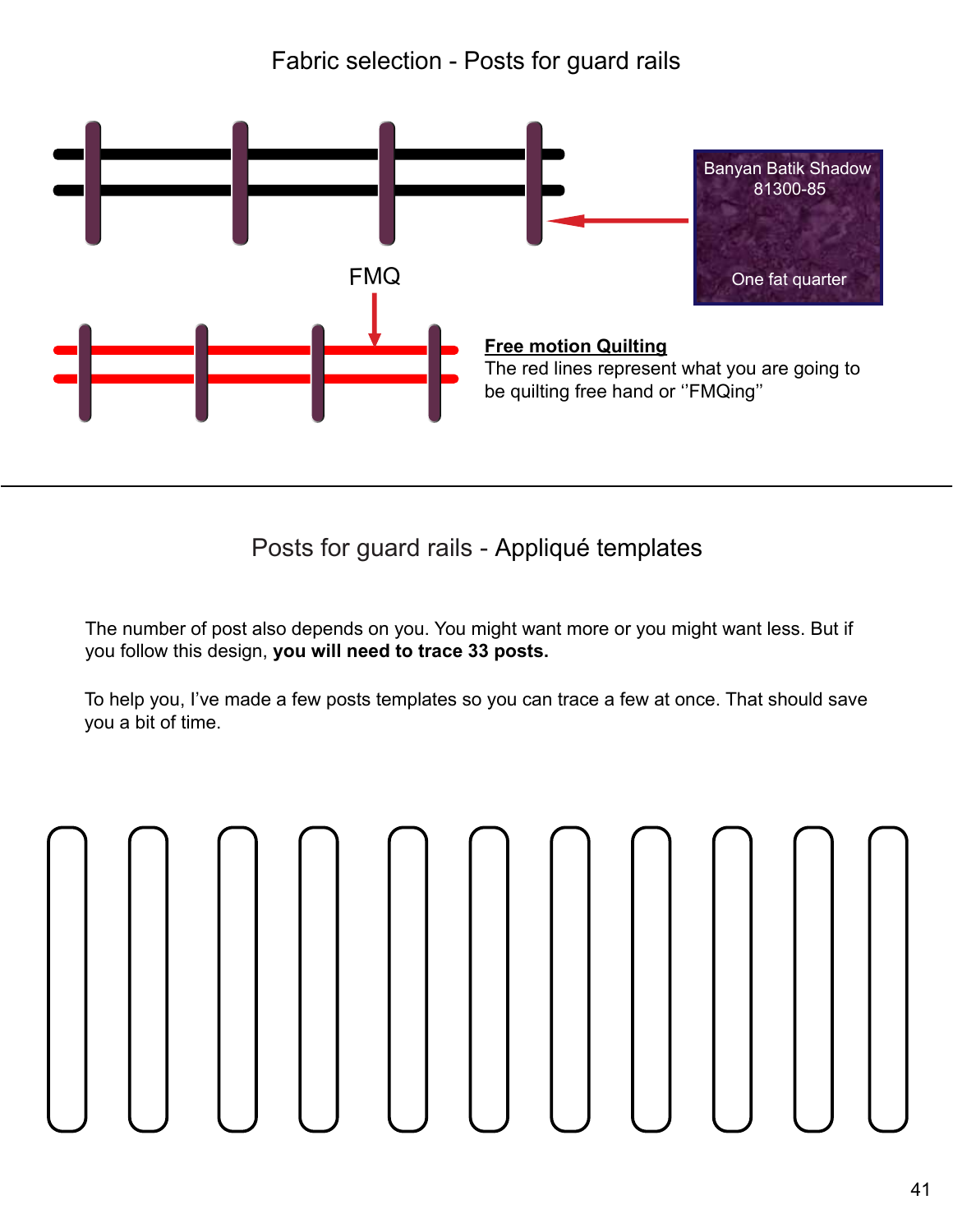## Fabric selection - Posts for guard rails

Banyan Batik Shadow
81300-85

One fat quarter

FMQ

**Free motion Quilting**
The red lines represent what you are going to be quilting free hand or ''FMQing''

---

## Posts for guard rails - Appliqué templates

The number of post also depends on you. You might want more or you might want less. But if you follow this design, **you will need to trace 33 posts.**

To help you, I've made a few posts templates so you can trace a few at once. That should save you a bit of time.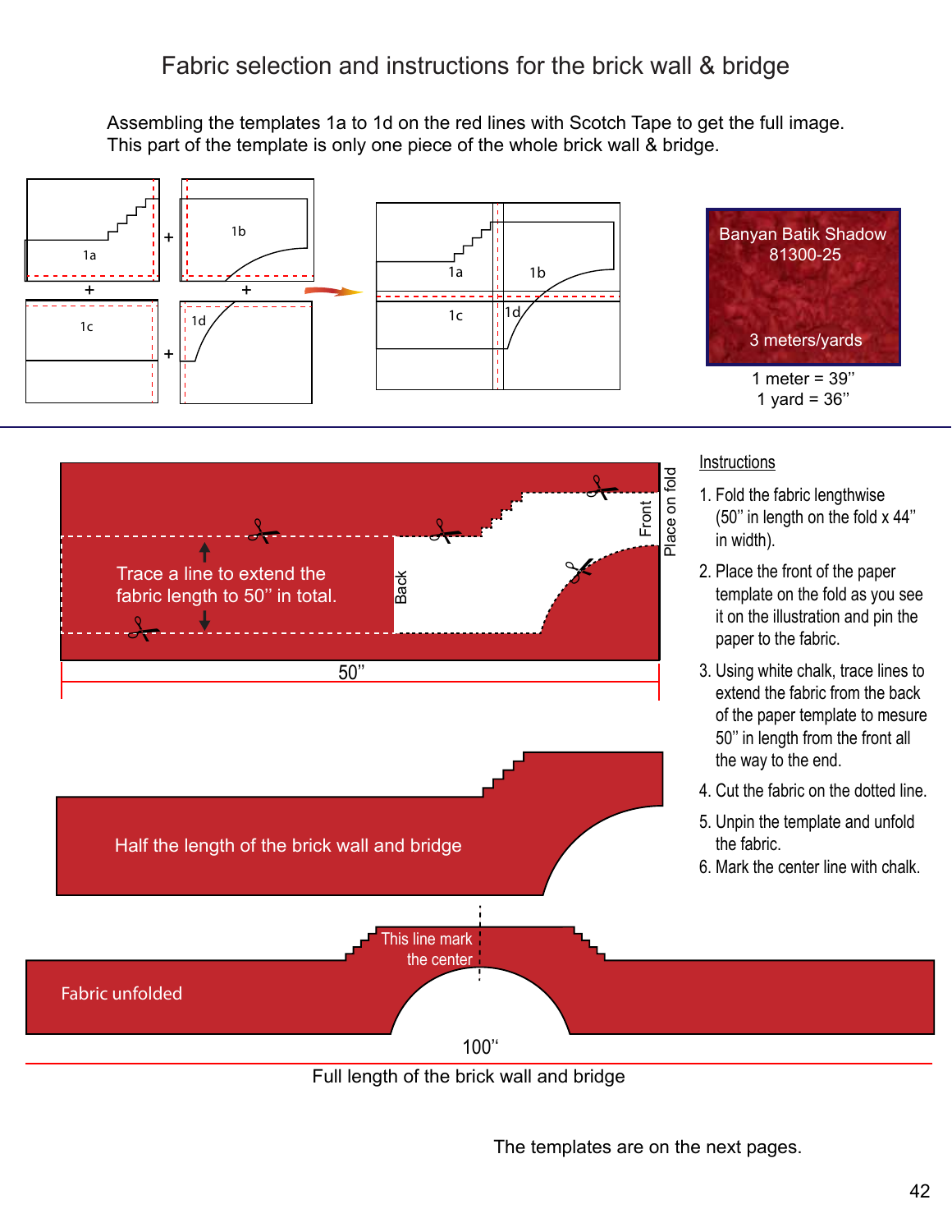# Fabric selection and instructions for the brick wall & bridge

Assembling the templates 1a to 1d on the red lines with Scotch Tape to get the full image.
This part of the template is only one piece of the whole brick wall & bridge.

1a + 1b
+ +
1c + 1d

1a 1b
1c 1d

Banyan Batik Shadow
81300-25

3 meters/yards

1 meter = 39''
1 yard = 36''

Trace a line to extend the fabric length to 50'' in total.

Back

Front

Place on fold

50''

Half the length of the brick wall and bridge

This line mark the center

Fabric unfolded

100''

Full length of the brick wall and bridge

Instructions

1. Fold the fabric lengthwise (50'' in length on the fold x 44'' in width).
2. Place the front of the paper template on the fold as you see it on the illustration and pin the paper to the fabric.
3. Using white chalk, trace lines to extend the fabric from the back of the paper template to mesure 50'' in length from the front all the way to the end.
4. Cut the fabric on the dotted line.
5. Unpin the template and unfold the fabric.
6. Mark the center line with chalk.

The templates are on the next pages.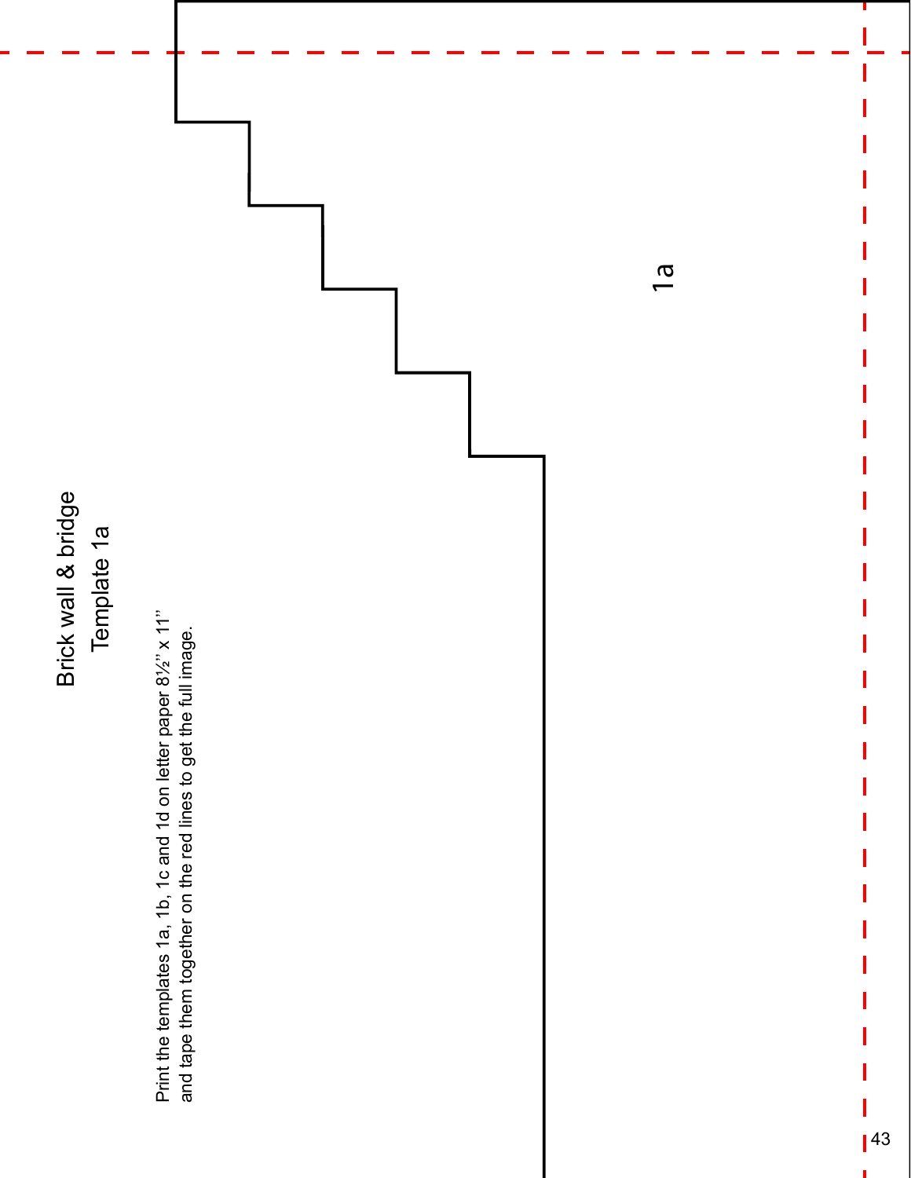# Brick wall & bridge

## Template 1a

Print the templates 1a, 1b, 1c and 1d on letter paper 8½” x 11” and tape them together on the red lines to get the full image.

1a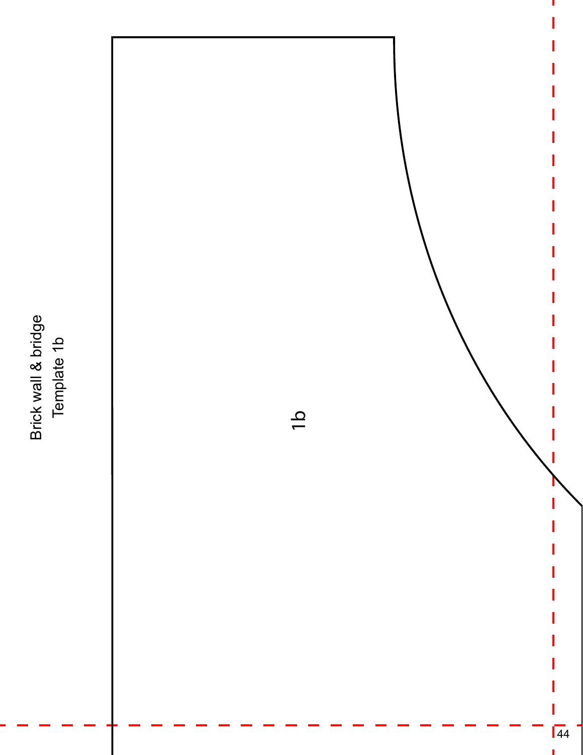Brick wall & bridge
Template 1b

1b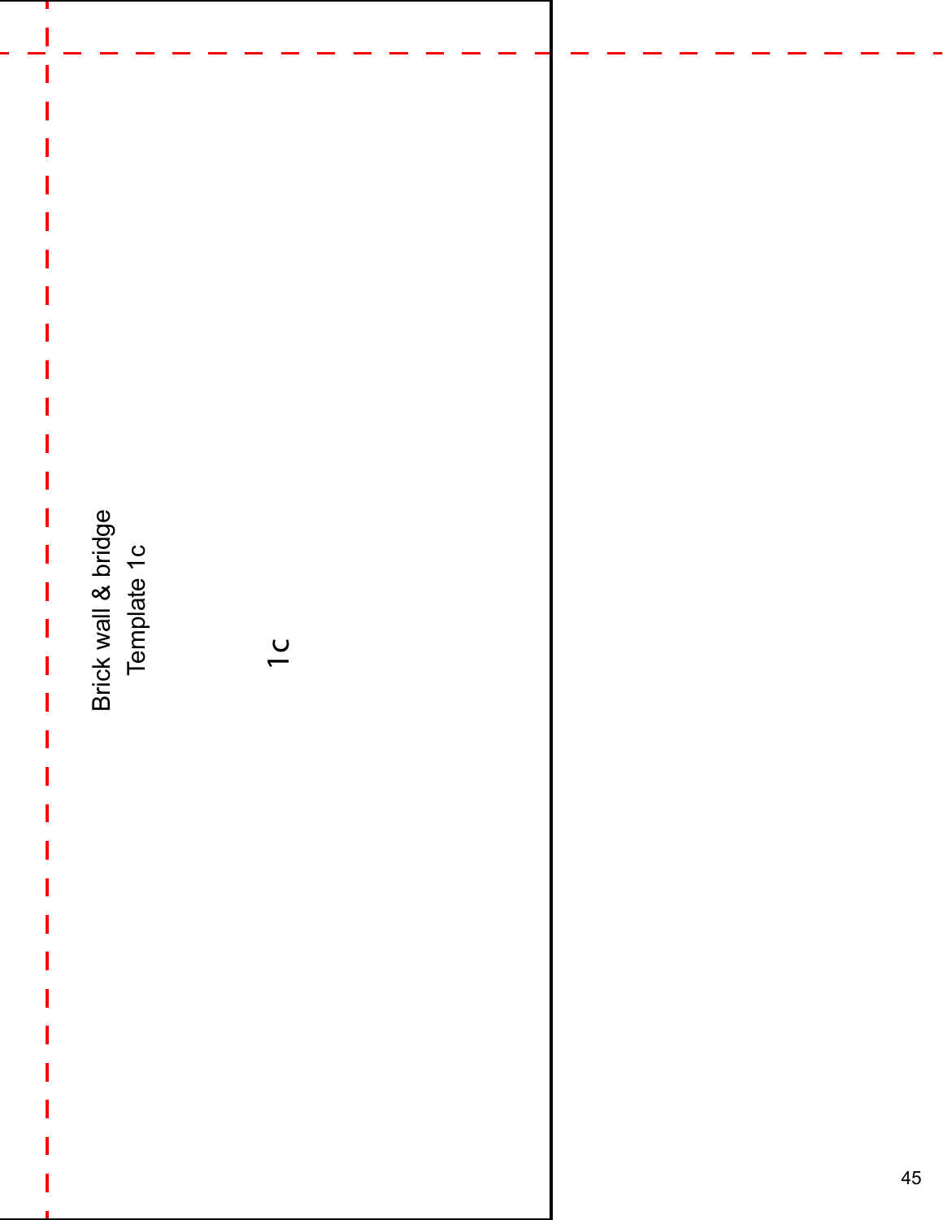Brick wall & bridge
Template 1c

1c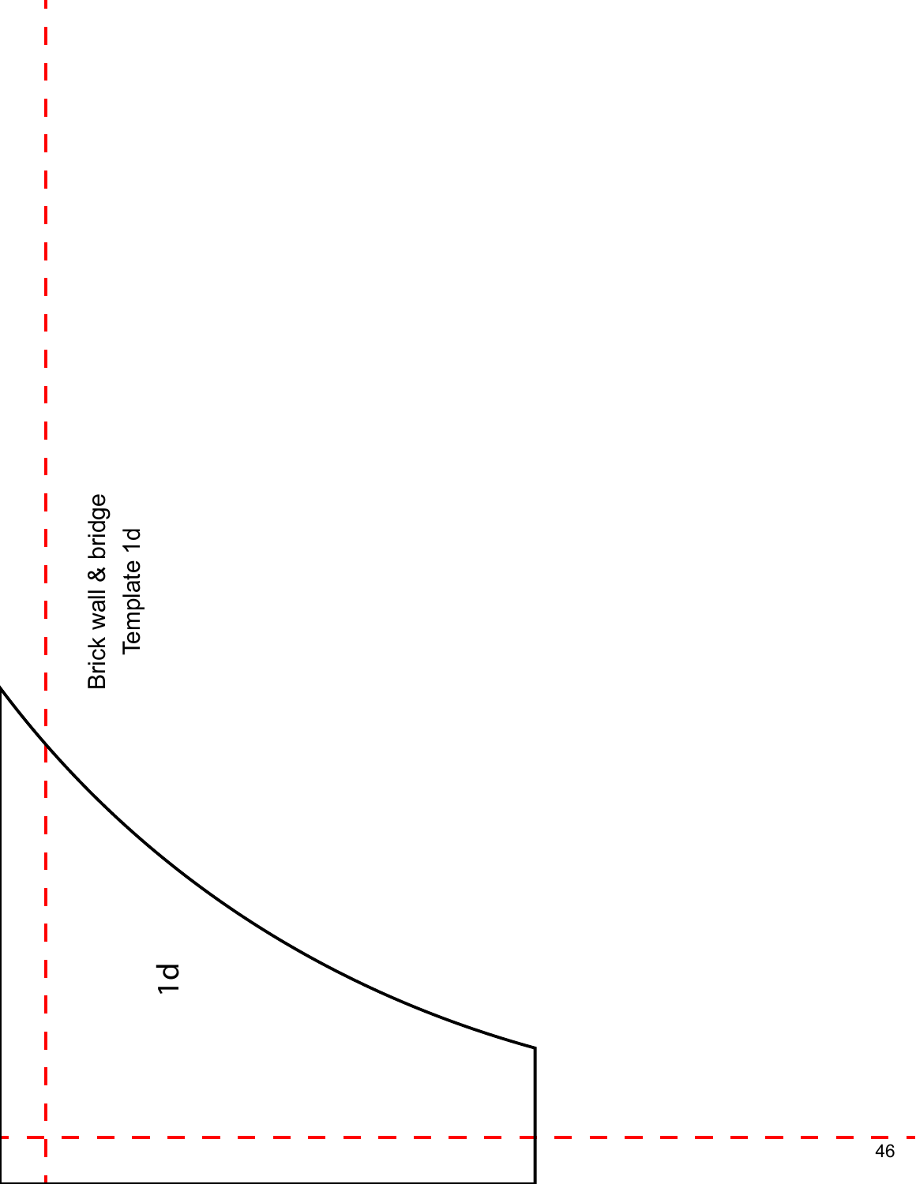Brick wall & bridge

Template 1d

1d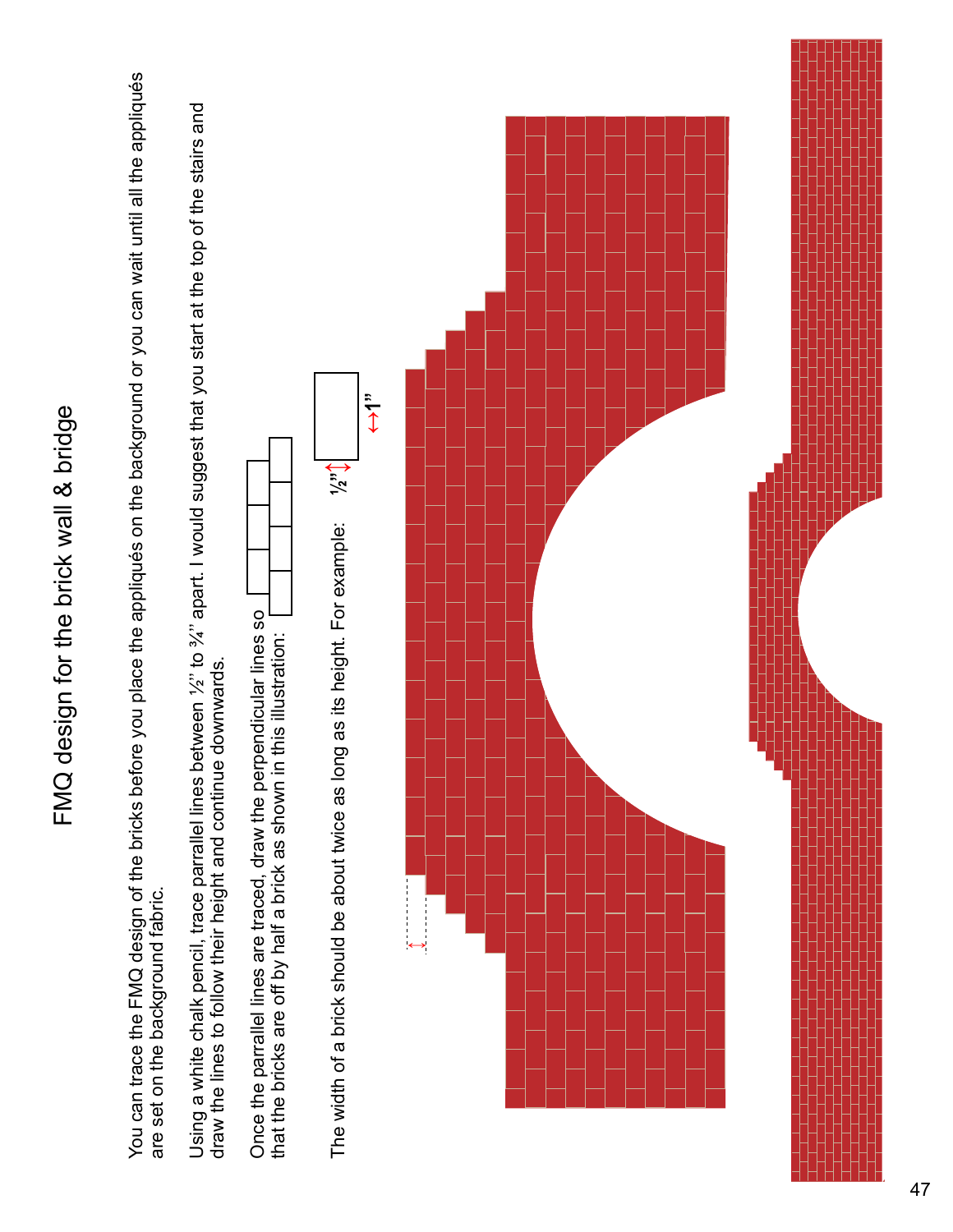# FMQ design for the brick wall & bridge

You can trace the FMQ design of the bricks before you place the appliqués on the background or you can wait until all the appliqués are set on the background fabric.

Using a white chalk pencil, trace parrallel lines between ½" to ¾" apart. I would suggest that you start at the top of the stairs and draw the lines to follow their height and continue downwards.

Once the parrallel lines are traced, draw the perpendicular lines so that the bricks are off by half a brick as shown in this illustration:

The width of a brick should be about twice as long as its height. For example:

½"

1"